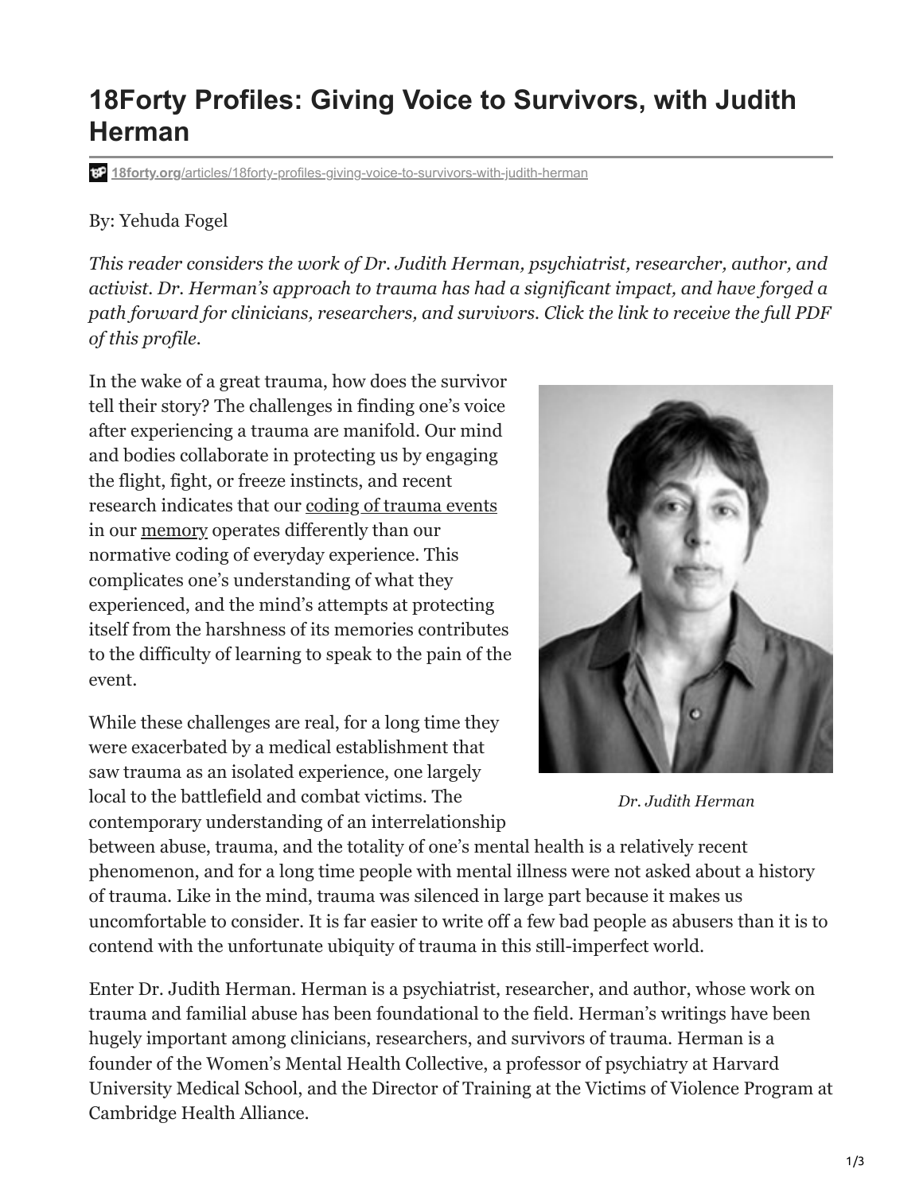# 18Forty Profiles: Giving Voice to Survivors, with Judith Herman

18forty.org/articles/18forty-profiles-giving-voice-to-survivors-with-judith-herman

By: Yehuda Fogel

*This reader considers the work of Dr. Judith Herman, psychiatrist, researcher, author, and activist. Dr. Herman's approach to trauma has had a significant impact, and have forged a path forward for clinicians, researchers, and survivors. Click the link to receive the full PDF of this profile.*

In the wake of a great trauma, how does the survivor tell their story? The challenges in finding one's voice after experiencing a trauma are manifold. Our mind and bodies collaborate in protecting us by engaging the flight, fight, or freeze instincts, and recent research indicates that our coding of trauma events in our memory operates differently than our normative coding of everyday experience. This complicates one's understanding of what they experienced, and the mind's attempts at protecting itself from the harshness of its memories contributes to the difficulty of learning to speak to the pain of the event.

*Dr. Judith Herman*

While these challenges are real, for a long time they were exacerbated by a medical establishment that saw trauma as an isolated experience, one largely local to the battlefield and combat victims. The contemporary understanding of an interrelationship between abuse, trauma, and the totality of one's mental health is a relatively recent phenomenon, and for a long time people with mental illness were not asked about a history of trauma. Like in the mind, trauma was silenced in large part because it makes us uncomfortable to consider. It is far easier to write off a few bad people as abusers than it is to contend with the unfortunate ubiquity of trauma in this still-imperfect world.

Enter Dr. Judith Herman. Herman is a psychiatrist, researcher, and author, whose work on trauma and familial abuse has been foundational to the field. Herman's writings have been hugely important among clinicians, researchers, and survivors of trauma. Herman is a founder of the Women's Mental Health Collective, a professor of psychiatry at Harvard University Medical School, and the Director of Training at the Victims of Violence Program at Cambridge Health Alliance.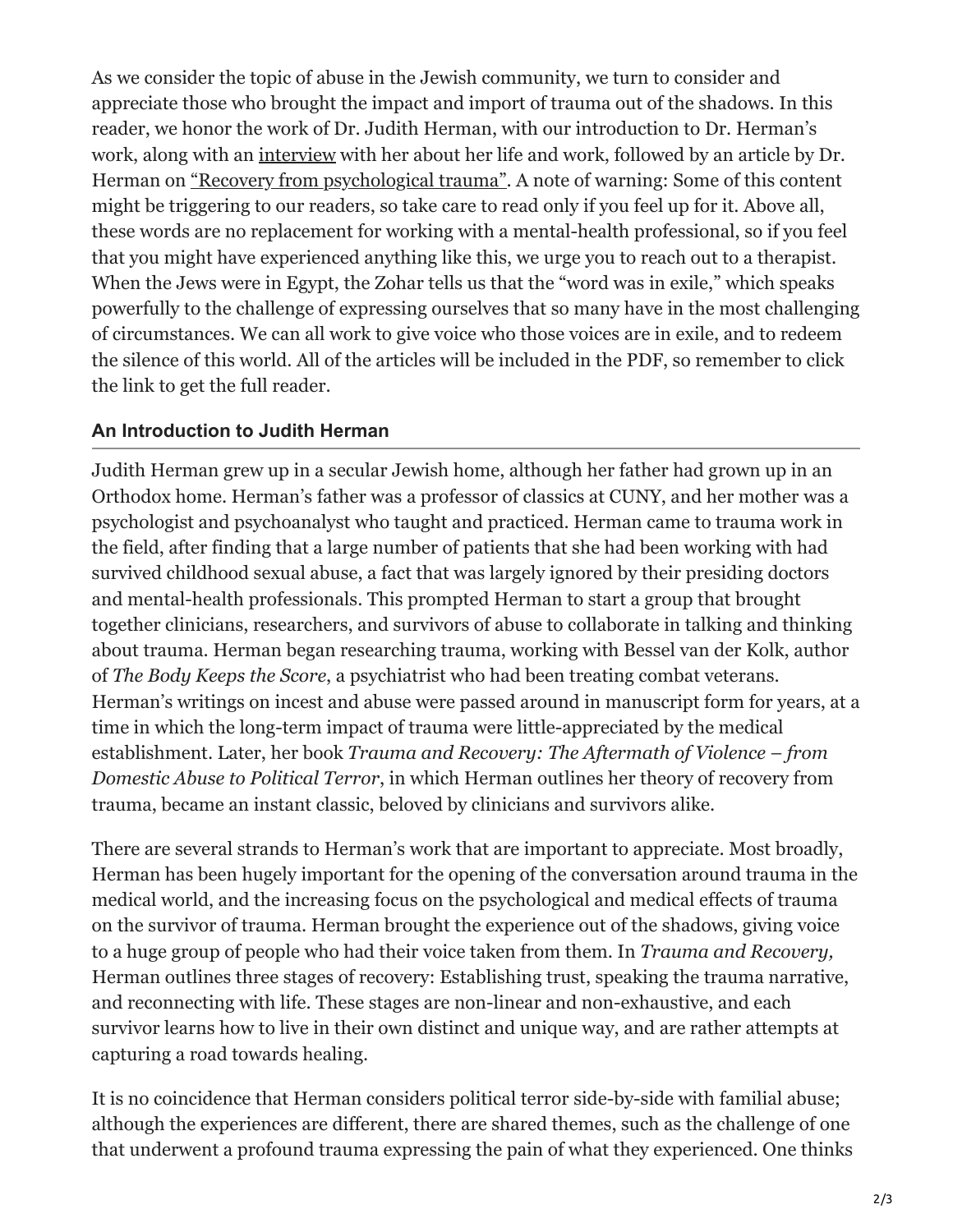As we consider the topic of abuse in the Jewish community, we turn to consider and appreciate those who brought the impact and import of trauma out of the shadows. In this reader, we honor the work of Dr. Judith Herman, with our introduction to Dr. Herman's work, along with an interview with her about her life and work, followed by an article by Dr. Herman on "Recovery from psychological trauma". A note of warning: Some of this content might be triggering to our readers, so take care to read only if you feel up for it. Above all, these words are no replacement for working with a mental-health professional, so if you feel that you might have experienced anything like this, we urge you to reach out to a therapist. When the Jews were in Egypt, the Zohar tells us that the "word was in exile," which speaks powerfully to the challenge of expressing ourselves that so many have in the most challenging of circumstances. We can all work to give voice who those voices are in exile, and to redeem the silence of this world. All of the articles will be included in the PDF, so remember to click the link to get the full reader.

### An Introduction to Judith Herman

Judith Herman grew up in a secular Jewish home, although her father had grown up in an Orthodox home. Herman's father was a professor of classics at CUNY, and her mother was a psychologist and psychoanalyst who taught and practiced. Herman came to trauma work in the field, after finding that a large number of patients that she had been working with had survived childhood sexual abuse, a fact that was largely ignored by their presiding doctors and mental-health professionals. This prompted Herman to start a group that brought together clinicians, researchers, and survivors of abuse to collaborate in talking and thinking about trauma. Herman began researching trauma, working with Bessel van der Kolk, author of *The Body Keeps the Score*, a psychiatrist who had been treating combat veterans. Herman's writings on incest and abuse were passed around in manuscript form for years, at a time in which the long-term impact of trauma were little-appreciated by the medical establishment. Later, her book *Trauma and Recovery: The Aftermath of Violence – from Domestic Abuse to Political Terror*, in which Herman outlines her theory of recovery from trauma, became an instant classic, beloved by clinicians and survivors alike.

There are several strands to Herman's work that are important to appreciate. Most broadly, Herman has been hugely important for the opening of the conversation around trauma in the medical world, and the increasing focus on the psychological and medical effects of trauma on the survivor of trauma. Herman brought the experience out of the shadows, giving voice to a huge group of people who had their voice taken from them. In *Trauma and Recovery,* Herman outlines three stages of recovery: Establishing trust, speaking the trauma narrative, and reconnecting with life. These stages are non-linear and non-exhaustive, and each survivor learns how to live in their own distinct and unique way, and are rather attempts at capturing a road towards healing.

It is no coincidence that Herman considers political terror side-by-side with familial abuse; although the experiences are different, there are shared themes, such as the challenge of one that underwent a profound trauma expressing the pain of what they experienced. One thinks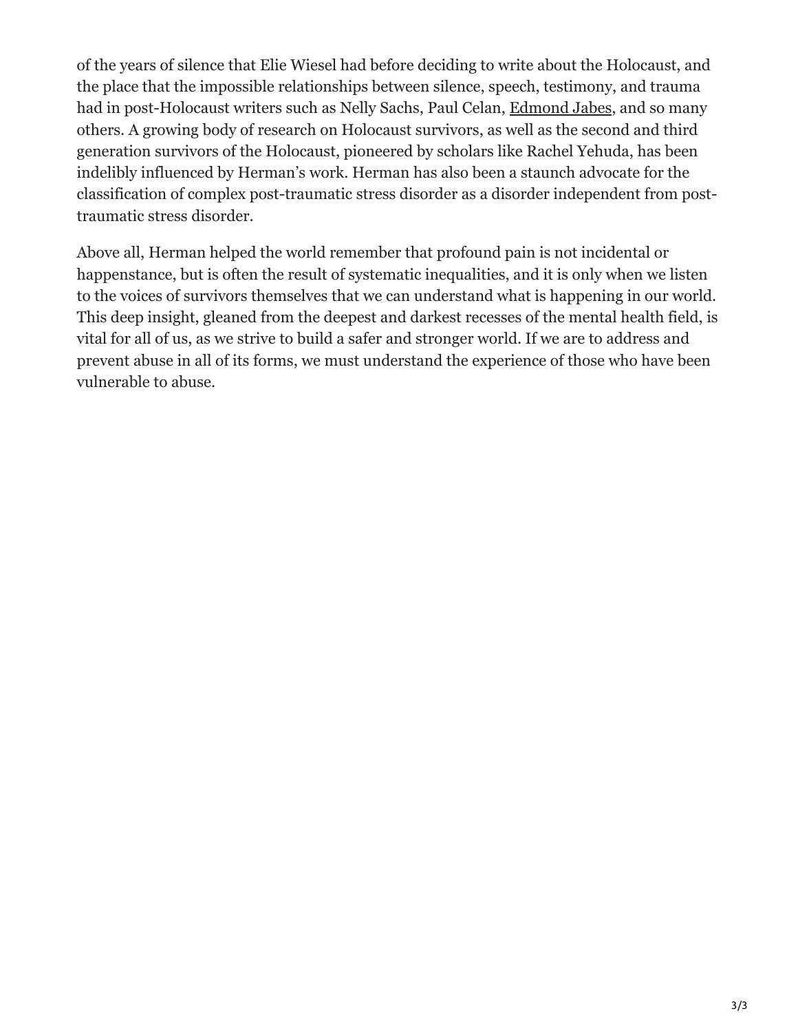of the years of silence that Elie Wiesel had before deciding to write about the Holocaust, and the place that the impossible relationships between silence, speech, testimony, and trauma had in post-Holocaust writers such as Nelly Sachs, Paul Celan, Edmond Jabes, and so many others. A growing body of research on Holocaust survivors, as well as the second and third generation survivors of the Holocaust, pioneered by scholars like Rachel Yehuda, has been indelibly influenced by Herman's work. Herman has also been a staunch advocate for the classification of complex post-traumatic stress disorder as a disorder independent from post-traumatic stress disorder.

Above all, Herman helped the world remember that profound pain is not incidental or happenstance, but is often the result of systematic inequalities, and it is only when we listen to the voices of survivors themselves that we can understand what is happening in our world. This deep insight, gleaned from the deepest and darkest recesses of the mental health field, is vital for all of us, as we strive to build a safer and stronger world. If we are to address and prevent abuse in all of its forms, we must understand the experience of those who have been vulnerable to abuse.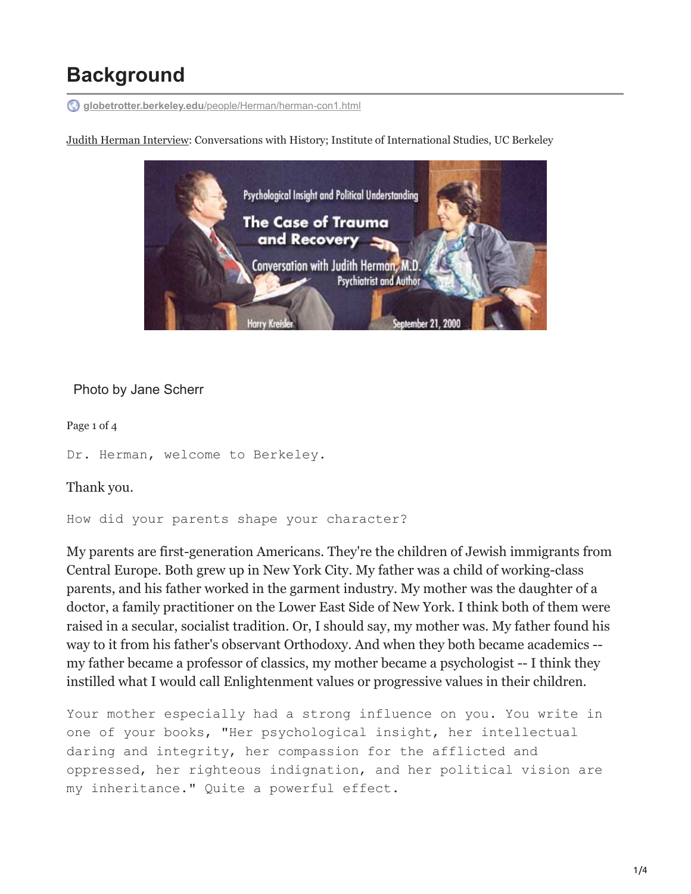# Background

globetrotter.berkeley.edu/people/Herman/herman-con1.html

Judith Herman Interview: Conversations with History; Institute of International Studies, UC Berkeley

Photo by Jane Scherr

Page 1 of 4

```
Dr. Herman, welcome to Berkeley.
```

Thank you.

```
How did your parents shape your character?
```

My parents are first-generation Americans. They're the children of Jewish immigrants from Central Europe. Both grew up in New York City. My father was a child of working-class parents, and his father worked in the garment industry. My mother was the daughter of a doctor, a family practitioner on the Lower East Side of New York. I think both of them were raised in a secular, socialist tradition. Or, I should say, my mother was. My father found his way to it from his father's observant Orthodoxy. And when they both became academics -- my father became a professor of classics, my mother became a psychologist -- I think they instilled what I would call Enlightenment values or progressive values in their children.

```
Your mother especially had a strong influence on you. You write in
one of your books, "Her psychological insight, her intellectual
daring and integrity, her compassion for the afflicted and
oppressed, her righteous indignation, and her political vision are
my inheritance." Quite a powerful effect.
```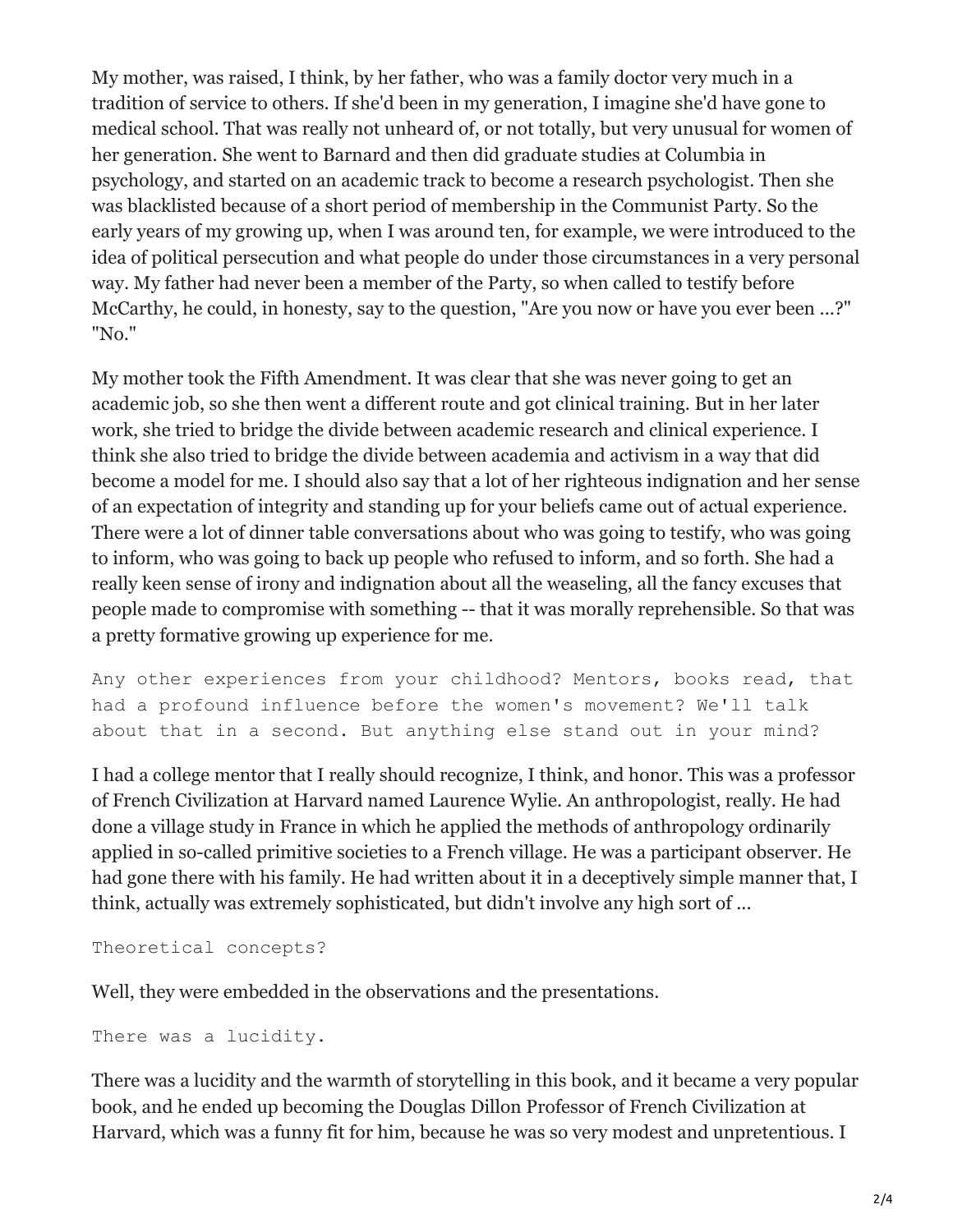My mother, was raised, I think, by her father, who was a family doctor very much in a tradition of service to others. If she'd been in my generation, I imagine she'd have gone to medical school. That was really not unheard of, or not totally, but very unusual for women of her generation. She went to Barnard and then did graduate studies at Columbia in psychology, and started on an academic track to become a research psychologist. Then she was blacklisted because of a short period of membership in the Communist Party. So the early years of my growing up, when I was around ten, for example, we were introduced to the idea of political persecution and what people do under those circumstances in a very personal way. My father had never been a member of the Party, so when called to testify before McCarthy, he could, in honesty, say to the question, "Are you now or have you ever been ...?" "No."

My mother took the Fifth Amendment. It was clear that she was never going to get an academic job, so she then went a different route and got clinical training. But in her later work, she tried to bridge the divide between academic research and clinical experience. I think she also tried to bridge the divide between academia and activism in a way that did become a model for me. I should also say that a lot of her righteous indignation and her sense of an expectation of integrity and standing up for your beliefs came out of actual experience. There were a lot of dinner table conversations about who was going to testify, who was going to inform, who was going to back up people who refused to inform, and so forth. She had a really keen sense of irony and indignation about all the weaseling, all the fancy excuses that people made to compromise with something -- that it was morally reprehensible. So that was a pretty formative growing up experience for me.

`Any other experiences from your childhood? Mentors, books read, that had a profound influence before the women's movement? We'll talk about that in a second. But anything else stand out in your mind?`

I had a college mentor that I really should recognize, I think, and honor. This was a professor of French Civilization at Harvard named Laurence Wylie. An anthropologist, really. He had done a village study in France in which he applied the methods of anthropology ordinarily applied in so-called primitive societies to a French village. He was a participant observer. He had gone there with his family. He had written about it in a deceptively simple manner that, I think, actually was extremely sophisticated, but didn't involve any high sort of ...

`Theoretical concepts?`

Well, they were embedded in the observations and the presentations.

`There was a lucidity.`

There was a lucidity and the warmth of storytelling in this book, and it became a very popular book, and he ended up becoming the Douglas Dillon Professor of French Civilization at Harvard, which was a funny fit for him, because he was so very modest and unpretentious. I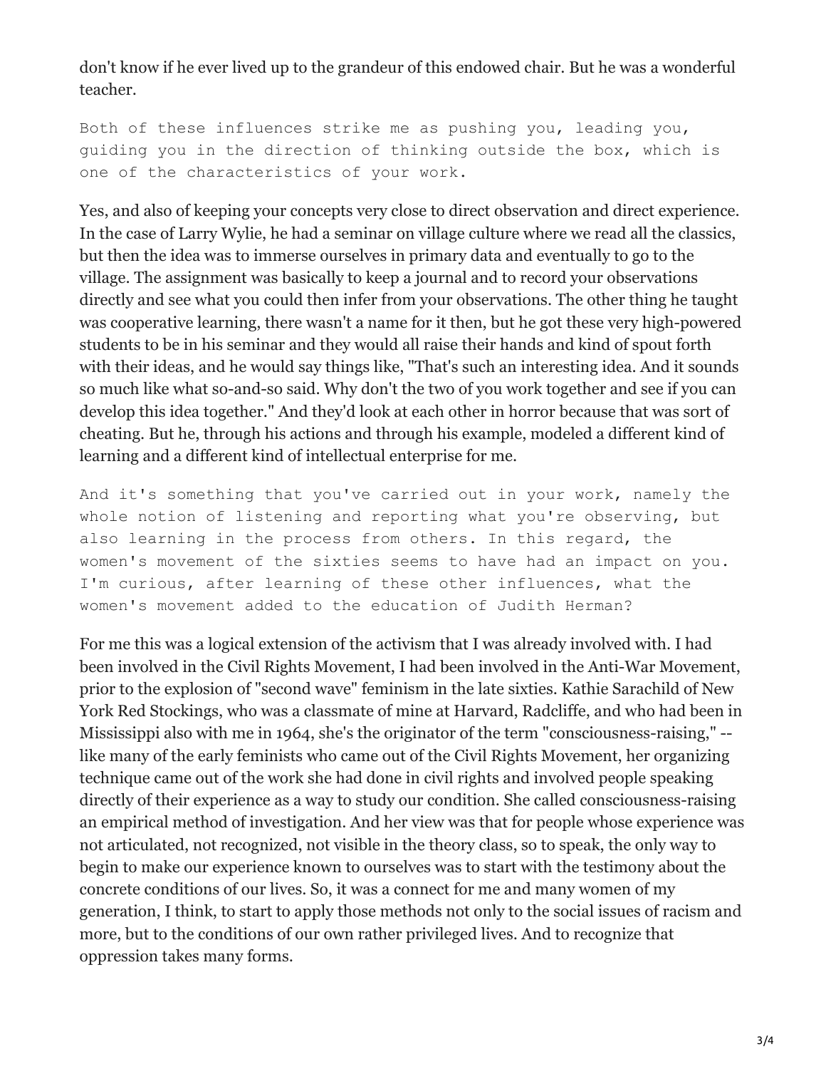don't know if he ever lived up to the grandeur of this endowed chair. But he was a wonderful teacher.

```
Both of these influences strike me as pushing you, leading you,
guiding you in the direction of thinking outside the box, which is
one of the characteristics of your work.
```

Yes, and also of keeping your concepts very close to direct observation and direct experience. In the case of Larry Wylie, he had a seminar on village culture where we read all the classics, but then the idea was to immerse ourselves in primary data and eventually to go to the village. The assignment was basically to keep a journal and to record your observations directly and see what you could then infer from your observations. The other thing he taught was cooperative learning, there wasn't a name for it then, but he got these very high-powered students to be in his seminar and they would all raise their hands and kind of spout forth with their ideas, and he would say things like, "That's such an interesting idea. And it sounds so much like what so-and-so said. Why don't the two of you work together and see if you can develop this idea together." And they'd look at each other in horror because that was sort of cheating. But he, through his actions and through his example, modeled a different kind of learning and a different kind of intellectual enterprise for me.

```
And it's something that you've carried out in your work, namely the
whole notion of listening and reporting what you're observing, but
also learning in the process from others. In this regard, the
women's movement of the sixties seems to have had an impact on you.
I'm curious, after learning of these other influences, what the
women's movement added to the education of Judith Herman?
```

For me this was a logical extension of the activism that I was already involved with. I had been involved in the Civil Rights Movement, I had been involved in the Anti-War Movement, prior to the explosion of "second wave" feminism in the late sixties. Kathie Sarachild of New York Red Stockings, who was a classmate of mine at Harvard, Radcliffe, and who had been in Mississippi also with me in 1964, she's the originator of the term "consciousness-raising," -- like many of the early feminists who came out of the Civil Rights Movement, her organizing technique came out of the work she had done in civil rights and involved people speaking directly of their experience as a way to study our condition. She called consciousness-raising an empirical method of investigation. And her view was that for people whose experience was not articulated, not recognized, not visible in the theory class, so to speak, the only way to begin to make our experience known to ourselves was to start with the testimony about the concrete conditions of our lives. So, it was a connect for me and many women of my generation, I think, to start to apply those methods not only to the social issues of racism and more, but to the conditions of our own rather privileged lives. And to recognize that oppression takes many forms.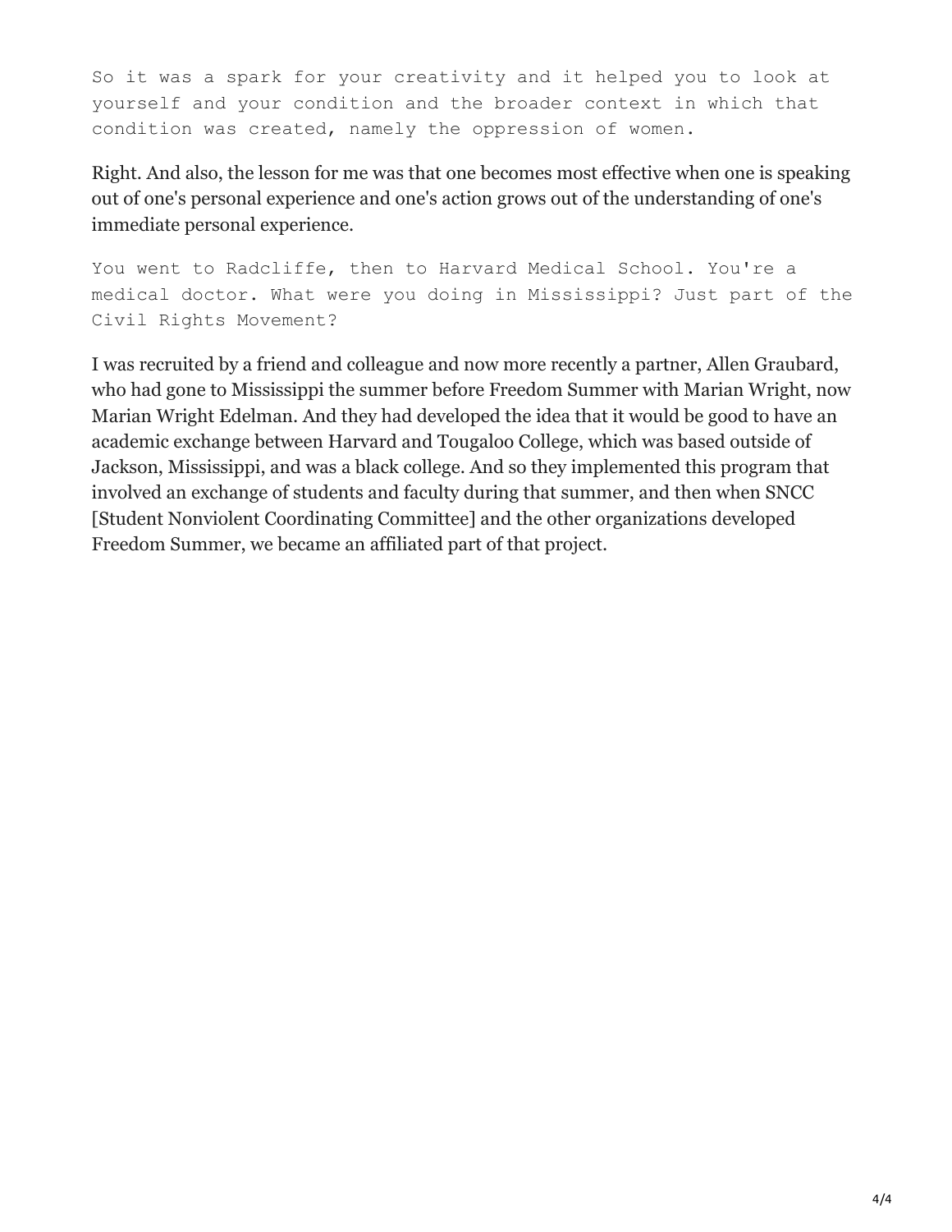So it was a spark for your creativity and it helped you to look at yourself and your condition and the broader context in which that condition was created, namely the oppression of women.

Right. And also, the lesson for me was that one becomes most effective when one is speaking out of one's personal experience and one's action grows out of the understanding of one's immediate personal experience.

You went to Radcliffe, then to Harvard Medical School. You're a medical doctor. What were you doing in Mississippi? Just part of the Civil Rights Movement?

I was recruited by a friend and colleague and now more recently a partner, Allen Graubard, who had gone to Mississippi the summer before Freedom Summer with Marian Wright, now Marian Wright Edelman. And they had developed the idea that it would be good to have an academic exchange between Harvard and Tougaloo College, which was based outside of Jackson, Mississippi, and was a black college. And so they implemented this program that involved an exchange of students and faculty during that summer, and then when SNCC [Student Nonviolent Coordinating Committee] and the other organizations developed Freedom Summer, we became an affiliated part of that project.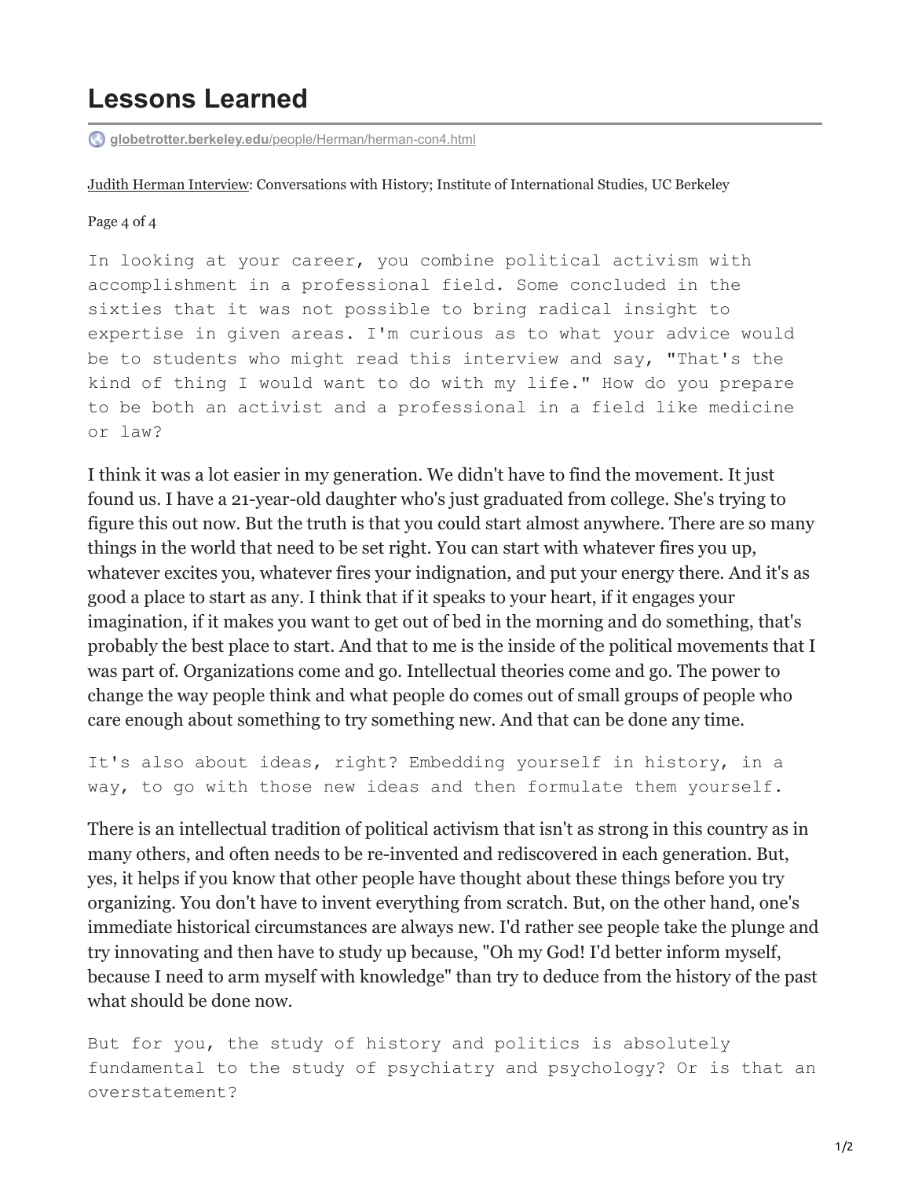# Lessons Learned

globetrotter.berkeley.edu/people/Herman/herman-con4.html

Judith Herman Interview: Conversations with History; Institute of International Studies, UC Berkeley

Page 4 of 4

```
In looking at your career, you combine political activism with
accomplishment in a professional field. Some concluded in the
sixties that it was not possible to bring radical insight to
expertise in given areas. I'm curious as to what your advice would
be to students who might read this interview and say, "That's the
kind of thing I would want to do with my life." How do you prepare
to be both an activist and a professional in a field like medicine
or law?
```

I think it was a lot easier in my generation. We didn't have to find the movement. It just found us. I have a 21-year-old daughter who's just graduated from college. She's trying to figure this out now. But the truth is that you could start almost anywhere. There are so many things in the world that need to be set right. You can start with whatever fires you up, whatever excites you, whatever fires your indignation, and put your energy there. And it's as good a place to start as any. I think that if it speaks to your heart, if it engages your imagination, if it makes you want to get out of bed in the morning and do something, that's probably the best place to start. And that to me is the inside of the political movements that I was part of. Organizations come and go. Intellectual theories come and go. The power to change the way people think and what people do comes out of small groups of people who care enough about something to try something new. And that can be done any time.

```
It's also about ideas, right? Embedding yourself in history, in a
way, to go with those new ideas and then formulate them yourself.
```

There is an intellectual tradition of political activism that isn't as strong in this country as in many others, and often needs to be re-invented and rediscovered in each generation. But, yes, it helps if you know that other people have thought about these things before you try organizing. You don't have to invent everything from scratch. But, on the other hand, one's immediate historical circumstances are always new. I'd rather see people take the plunge and try innovating and then have to study up because, "Oh my God! I'd better inform myself, because I need to arm myself with knowledge" than try to deduce from the history of the past what should be done now.

```
But for you, the study of history and politics is absolutely
fundamental to the study of psychiatry and psychology? Or is that an
overstatement?
```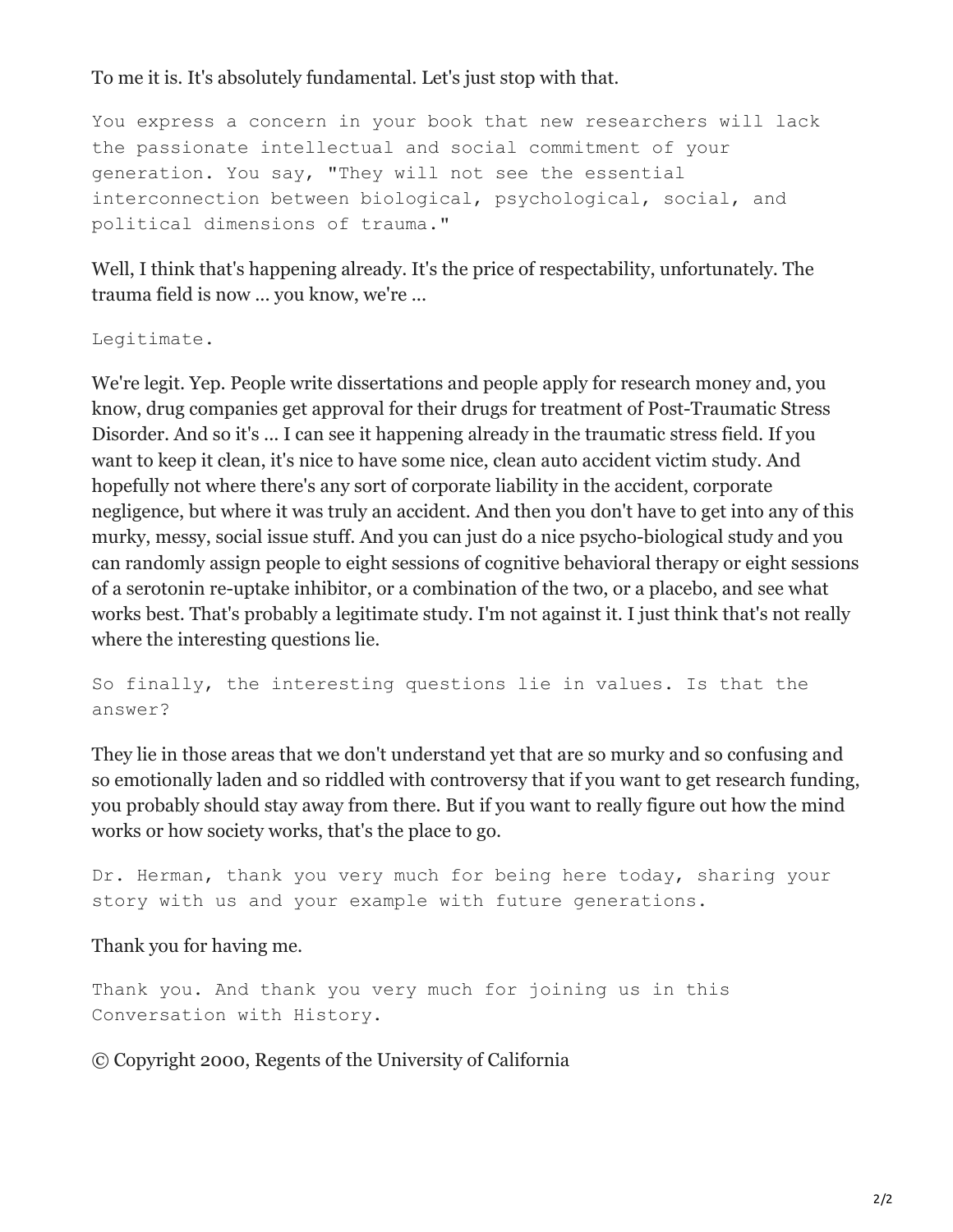To me it is. It's absolutely fundamental. Let's just stop with that.

```
You express a concern in your book that new researchers will lack
the passionate intellectual and social commitment of your
generation. You say, "They will not see the essential
interconnection between biological, psychological, social, and
political dimensions of trauma."
```

Well, I think that's happening already. It's the price of respectability, unfortunately. The trauma field is now ... you know, we're ...

```
Legitimate.
```

We're legit. Yep. People write dissertations and people apply for research money and, you know, drug companies get approval for their drugs for treatment of Post-Traumatic Stress Disorder. And so it's ... I can see it happening already in the traumatic stress field. If you want to keep it clean, it's nice to have some nice, clean auto accident victim study. And hopefully not where there's any sort of corporate liability in the accident, corporate negligence, but where it was truly an accident. And then you don't have to get into any of this murky, messy, social issue stuff. And you can just do a nice psycho-biological study and you can randomly assign people to eight sessions of cognitive behavioral therapy or eight sessions of a serotonin re-uptake inhibitor, or a combination of the two, or a placebo, and see what works best. That's probably a legitimate study. I'm not against it. I just think that's not really where the interesting questions lie.

```
So finally, the interesting questions lie in values. Is that the
answer?
```

They lie in those areas that we don't understand yet that are so murky and so confusing and so emotionally laden and so riddled with controversy that if you want to get research funding, you probably should stay away from there. But if you want to really figure out how the mind works or how society works, that's the place to go.

```
Dr. Herman, thank you very much for being here today, sharing your
story with us and your example with future generations.
```

Thank you for having me.

```
Thank you. And thank you very much for joining us in this
Conversation with History.
```

© Copyright 2000, Regents of the University of California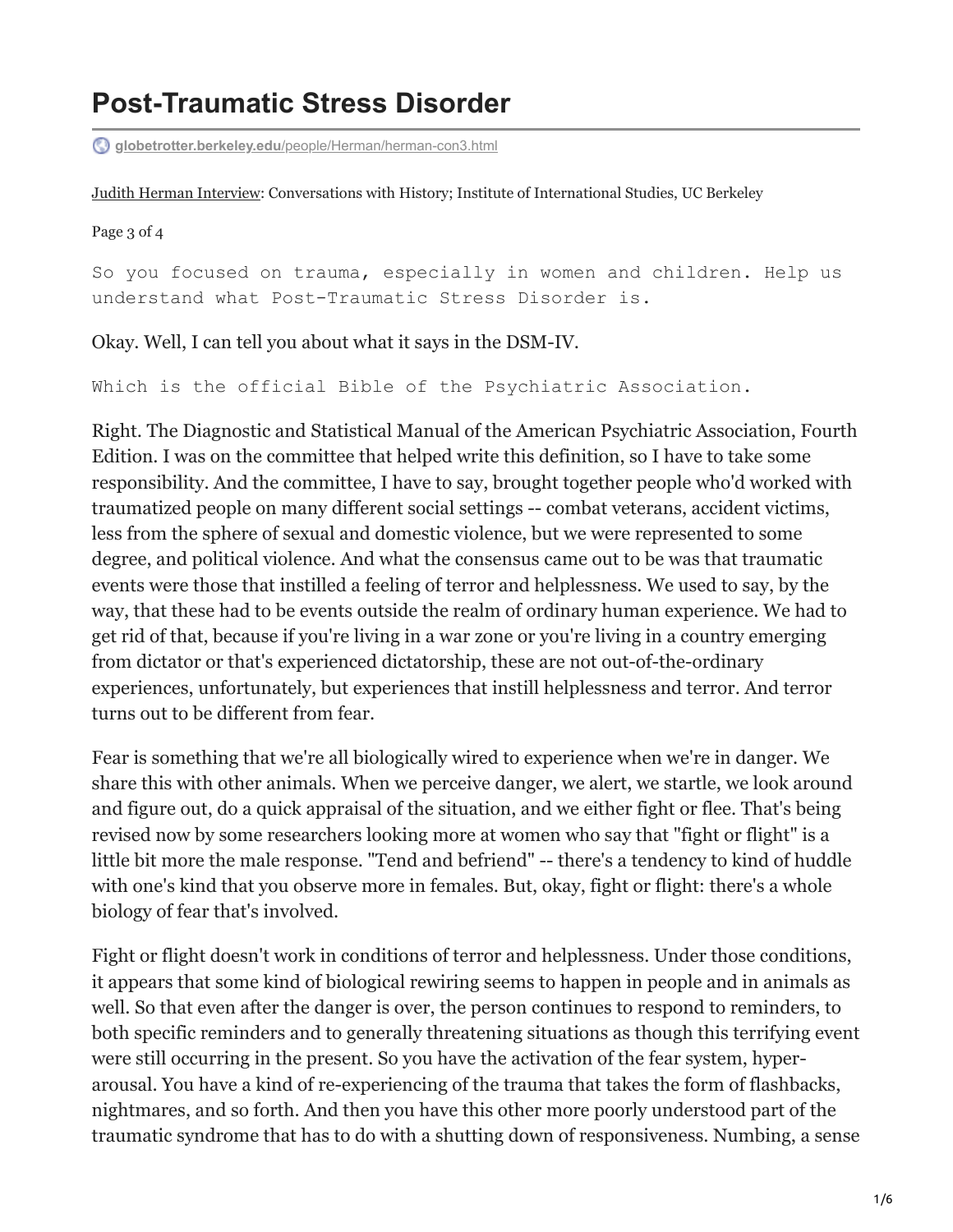# Post-Traumatic Stress Disorder

globetrotter.berkeley.edu/people/Herman/herman-con3.html

Judith Herman Interview: Conversations with History; Institute of International Studies, UC Berkeley

Page 3 of 4

```
So you focused on trauma, especially in women and children. Help us
understand what Post-Traumatic Stress Disorder is.
```

Okay. Well, I can tell you about what it says in the DSM-IV.

```
Which is the official Bible of the Psychiatric Association.
```

Right. The Diagnostic and Statistical Manual of the American Psychiatric Association, Fourth Edition. I was on the committee that helped write this definition, so I have to take some responsibility. And the committee, I have to say, brought together people who'd worked with traumatized people on many different social settings -- combat veterans, accident victims, less from the sphere of sexual and domestic violence, but we were represented to some degree, and political violence. And what the consensus came out to be was that traumatic events were those that instilled a feeling of terror and helplessness. We used to say, by the way, that these had to be events outside the realm of ordinary human experience. We had to get rid of that, because if you're living in a war zone or you're living in a country emerging from dictator or that's experienced dictatorship, these are not out-of-the-ordinary experiences, unfortunately, but experiences that instill helplessness and terror. And terror turns out to be different from fear.

Fear is something that we're all biologically wired to experience when we're in danger. We share this with other animals. When we perceive danger, we alert, we startle, we look around and figure out, do a quick appraisal of the situation, and we either fight or flee. That's being revised now by some researchers looking more at women who say that "fight or flight" is a little bit more the male response. "Tend and befriend" -- there's a tendency to kind of huddle with one's kind that you observe more in females. But, okay, fight or flight: there's a whole biology of fear that's involved.

Fight or flight doesn't work in conditions of terror and helplessness. Under those conditions, it appears that some kind of biological rewiring seems to happen in people and in animals as well. So that even after the danger is over, the person continues to respond to reminders, to both specific reminders and to generally threatening situations as though this terrifying event were still occurring in the present. So you have the activation of the fear system, hyper-arousal. You have a kind of re-experiencing of the trauma that takes the form of flashbacks, nightmares, and so forth. And then you have this other more poorly understood part of the traumatic syndrome that has to do with a shutting down of responsiveness. Numbing, a sense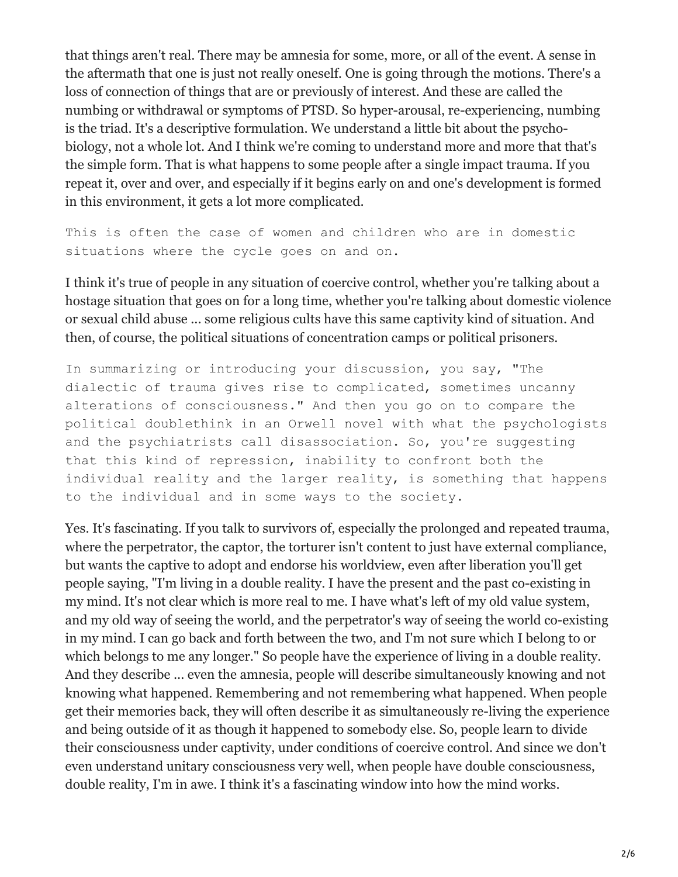that things aren't real. There may be amnesia for some, more, or all of the event. A sense in the aftermath that one is just not really oneself. One is going through the motions. There's a loss of connection of things that are or previously of interest. And these are called the numbing or withdrawal or symptoms of PTSD. So hyper-arousal, re-experiencing, numbing is the triad. It's a descriptive formulation. We understand a little bit about the psycho-biology, not a whole lot. And I think we're coming to understand more and more that that's the simple form. That is what happens to some people after a single impact trauma. If you repeat it, over and over, and especially if it begins early on and one's development is formed in this environment, it gets a lot more complicated.

```
This is often the case of women and children who are in domestic
situations where the cycle goes on and on.
```

I think it's true of people in any situation of coercive control, whether you're talking about a hostage situation that goes on for a long time, whether you're talking about domestic violence or sexual child abuse ... some religious cults have this same captivity kind of situation. And then, of course, the political situations of concentration camps or political prisoners.

```
In summarizing or introducing your discussion, you say, "The
dialectic of trauma gives rise to complicated, sometimes uncanny
alterations of consciousness." And then you go on to compare the
political doublethink in an Orwell novel with what the psychologists
and the psychiatrists call disassociation. So, you're suggesting
that this kind of repression, inability to confront both the
individual reality and the larger reality, is something that happens
to the individual and in some ways to the society.
```

Yes. It's fascinating. If you talk to survivors of, especially the prolonged and repeated trauma, where the perpetrator, the captor, the torturer isn't content to just have external compliance, but wants the captive to adopt and endorse his worldview, even after liberation you'll get people saying, "I'm living in a double reality. I have the present and the past co-existing in my mind. It's not clear which is more real to me. I have what's left of my old value system, and my old way of seeing the world, and the perpetrator's way of seeing the world co-existing in my mind. I can go back and forth between the two, and I'm not sure which I belong to or which belongs to me any longer." So people have the experience of living in a double reality. And they describe ... even the amnesia, people will describe simultaneously knowing and not knowing what happened. Remembering and not remembering what happened. When people get their memories back, they will often describe it as simultaneously re-living the experience and being outside of it as though it happened to somebody else. So, people learn to divide their consciousness under captivity, under conditions of coercive control. And since we don't even understand unitary consciousness very well, when people have double consciousness, double reality, I'm in awe. I think it's a fascinating window into how the mind works.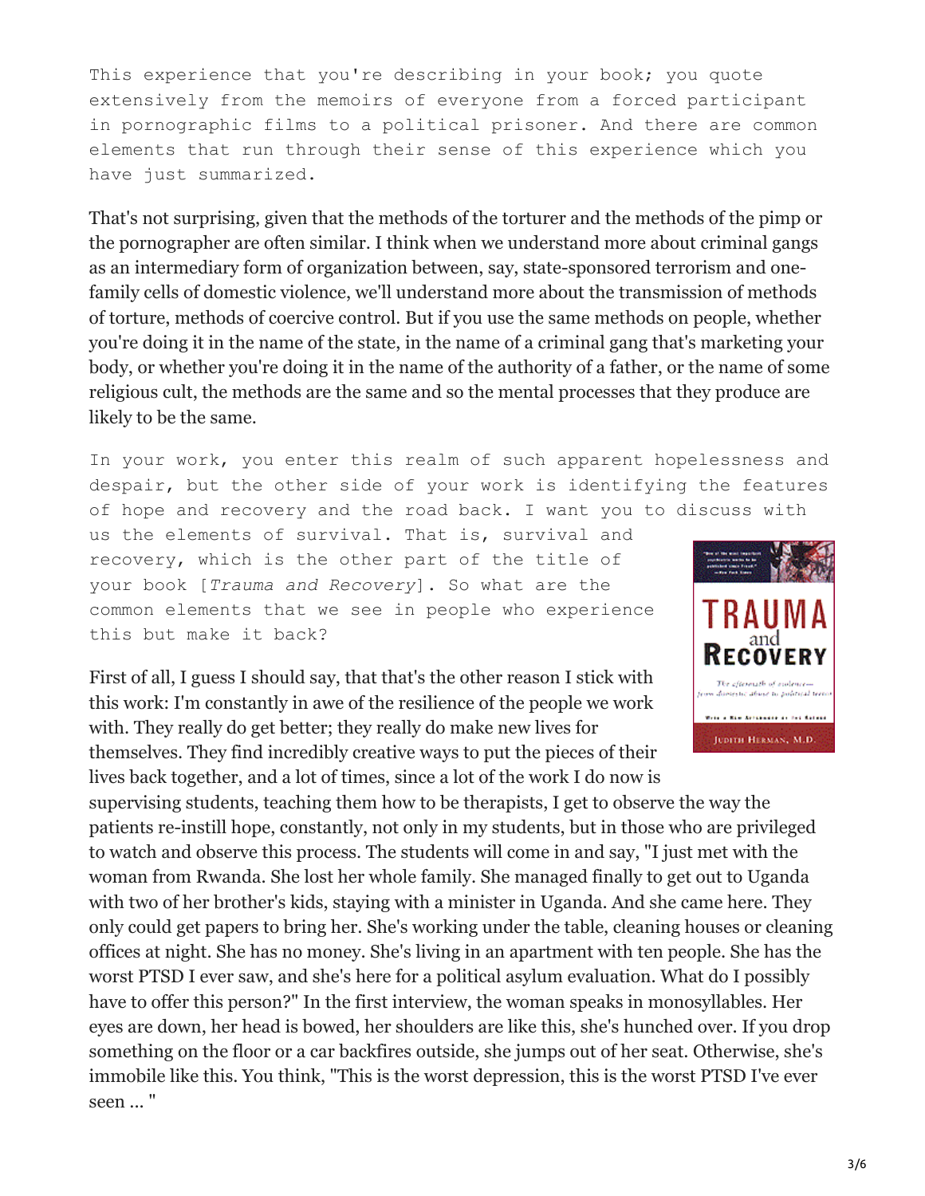This experience that you're describing in your book; you quote extensively from the memoirs of everyone from a forced participant in pornographic films to a political prisoner. And there are common elements that run through their sense of this experience which you have just summarized.

That's not surprising, given that the methods of the torturer and the methods of the pimp or the pornographer are often similar. I think when we understand more about criminal gangs as an intermediary form of organization between, say, state-sponsored terrorism and one-family cells of domestic violence, we'll understand more about the transmission of methods of torture, methods of coercive control. But if you use the same methods on people, whether you're doing it in the name of the state, in the name of a criminal gang that's marketing your body, or whether you're doing it in the name of the authority of a father, or the name of some religious cult, the methods are the same and so the mental processes that they produce are likely to be the same.

In your work, you enter this realm of such apparent hopelessness and despair, but the other side of your work is identifying the features of hope and recovery and the road back. I want you to discuss with us the elements of survival. That is, survival and recovery, which is the other part of the title of your book [*Trauma and Recovery*]. So what are the common elements that we see in people who experience this but make it back?

First of all, I guess I should say, that that's the other reason I stick with this work: I'm constantly in awe of the resilience of the people we work with. They really do get better; they really do make new lives for themselves. They find incredibly creative ways to put the pieces of their lives back together, and a lot of times, since a lot of the work I do now is supervising students, teaching them how to be therapists, I get to observe the way the patients re-instill hope, constantly, not only in my students, but in those who are privileged to watch and observe this process. The students will come in and say, "I just met with the woman from Rwanda. She lost her whole family. She managed finally to get out to Uganda with two of her brother's kids, staying with a minister in Uganda. And she came here. They only could get papers to bring her. She's working under the table, cleaning houses or cleaning offices at night. She has no money. She's living in an apartment with ten people. She has the worst PTSD I ever saw, and she's here for a political asylum evaluation. What do I possibly have to offer this person?" In the first interview, the woman speaks in monosyllables. Her eyes are down, her head is bowed, her shoulders are like this, she's hunched over. If you drop something on the floor or a car backfires outside, she jumps out of her seat. Otherwise, she's immobile like this. You think, "This is the worst depression, this is the worst PTSD I've ever seen ... "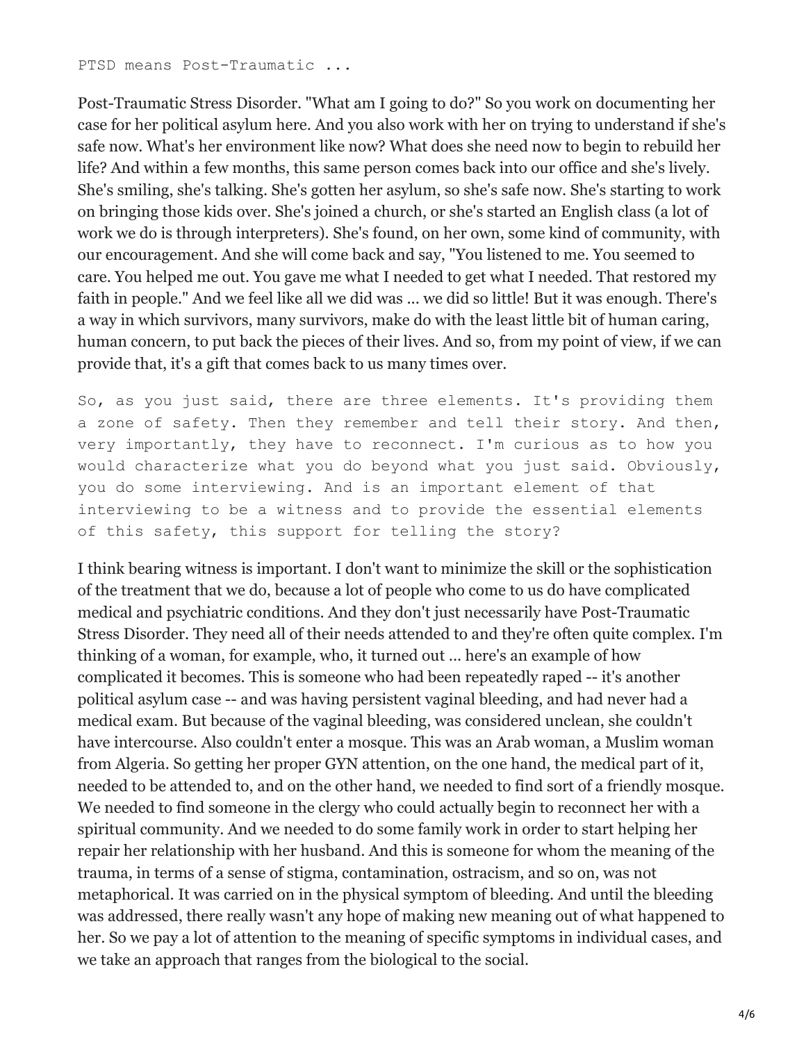```
PTSD means Post-Traumatic ...
```

Post-Traumatic Stress Disorder. "What am I going to do?" So you work on documenting her case for her political asylum here. And you also work with her on trying to understand if she's safe now. What's her environment like now? What does she need now to begin to rebuild her life? And within a few months, this same person comes back into our office and she's lively. She's smiling, she's talking. She's gotten her asylum, so she's safe now. She's starting to work on bringing those kids over. She's joined a church, or she's started an English class (a lot of work we do is through interpreters). She's found, on her own, some kind of community, with our encouragement. And she will come back and say, "You listened to me. You seemed to care. You helped me out. You gave me what I needed to get what I needed. That restored my faith in people." And we feel like all we did was ... we did so little! But it was enough. There's a way in which survivors, many survivors, make do with the least little bit of human caring, human concern, to put back the pieces of their lives. And so, from my point of view, if we can provide that, it's a gift that comes back to us many times over.

```
So, as you just said, there are three elements. It's providing them a zone of safety. Then they remember and tell their story. And then, very importantly, they have to reconnect. I'm curious as to how you would characterize what you do beyond what you just said. Obviously, you do some interviewing. And is an important element of that interviewing to be a witness and to provide the essential elements of this safety, this support for telling the story?
```

I think bearing witness is important. I don't want to minimize the skill or the sophistication of the treatment that we do, because a lot of people who come to us do have complicated medical and psychiatric conditions. And they don't just necessarily have Post-Traumatic Stress Disorder. They need all of their needs attended to and they're often quite complex. I'm thinking of a woman, for example, who, it turned out ... here's an example of how complicated it becomes. This is someone who had been repeatedly raped -- it's another political asylum case -- and was having persistent vaginal bleeding, and had never had a medical exam. But because of the vaginal bleeding, was considered unclean, she couldn't have intercourse. Also couldn't enter a mosque. This was an Arab woman, a Muslim woman from Algeria. So getting her proper GYN attention, on the one hand, the medical part of it, needed to be attended to, and on the other hand, we needed to find sort of a friendly mosque. We needed to find someone in the clergy who could actually begin to reconnect her with a spiritual community. And we needed to do some family work in order to start helping her repair her relationship with her husband. And this is someone for whom the meaning of the trauma, in terms of a sense of stigma, contamination, ostracism, and so on, was not metaphorical. It was carried on in the physical symptom of bleeding. And until the bleeding was addressed, there really wasn't any hope of making new meaning out of what happened to her. So we pay a lot of attention to the meaning of specific symptoms in individual cases, and we take an approach that ranges from the biological to the social.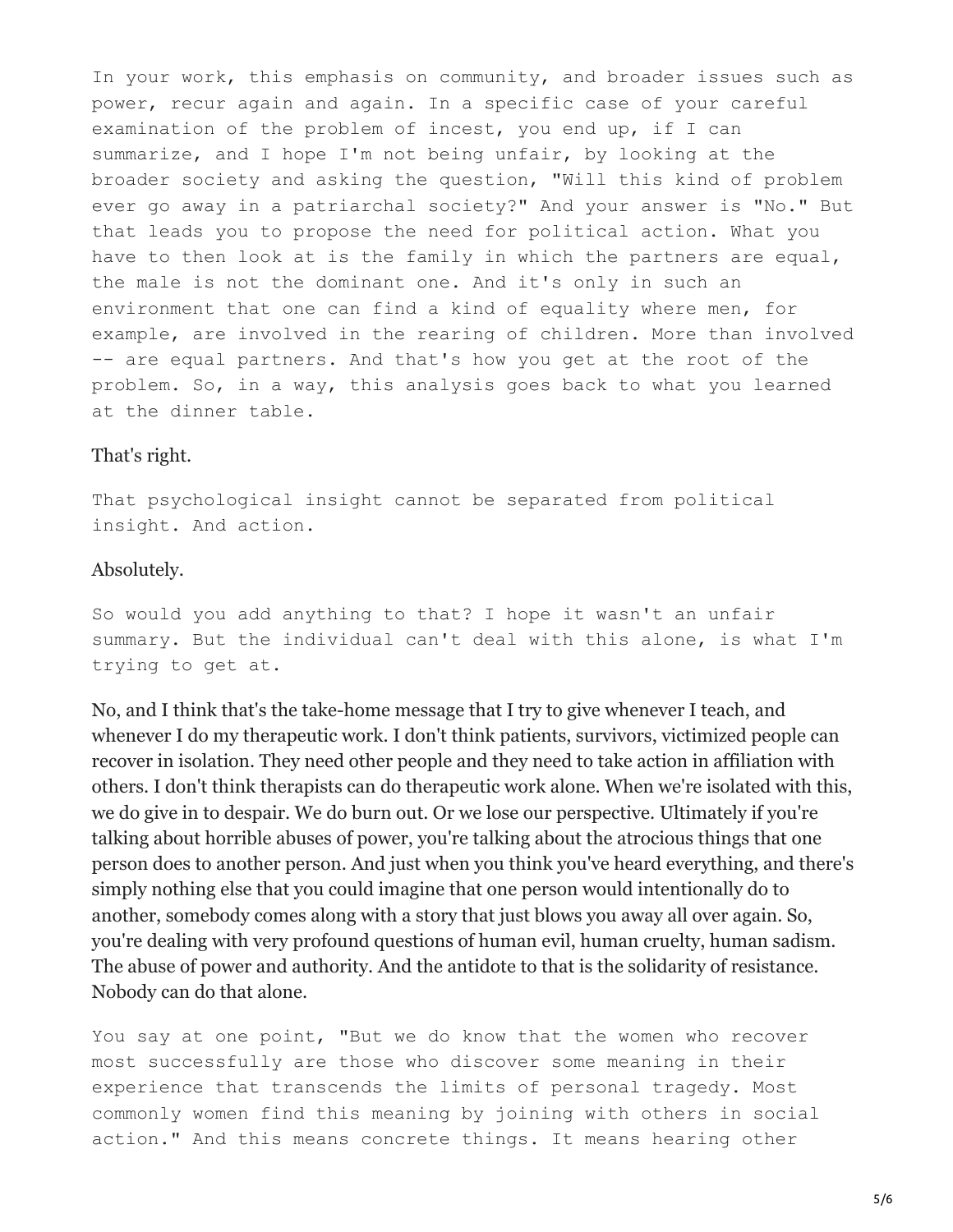In your work, this emphasis on community, and broader issues such as power, recur again and again. In a specific case of your careful examination of the problem of incest, you end up, if I can summarize, and I hope I'm not being unfair, by looking at the broader society and asking the question, "Will this kind of problem ever go away in a patriarchal society?" And your answer is "No." But that leads you to propose the need for political action. What you have to then look at is the family in which the partners are equal, the male is not the dominant one. And it's only in such an environment that one can find a kind of equality where men, for example, are involved in the rearing of children. More than involved -- are equal partners. And that's how you get at the root of the problem. So, in a way, this analysis goes back to what you learned at the dinner table.

That's right.

That psychological insight cannot be separated from political insight. And action.

Absolutely.

So would you add anything to that? I hope it wasn't an unfair summary. But the individual can't deal with this alone, is what I'm trying to get at.

No, and I think that's the take-home message that I try to give whenever I teach, and whenever I do my therapeutic work. I don't think patients, survivors, victimized people can recover in isolation. They need other people and they need to take action in affiliation with others. I don't think therapists can do therapeutic work alone. When we're isolated with this, we do give in to despair. We do burn out. Or we lose our perspective. Ultimately if you're talking about horrible abuses of power, you're talking about the atrocious things that one person does to another person. And just when you think you've heard everything, and there's simply nothing else that you could imagine that one person would intentionally do to another, somebody comes along with a story that just blows you away all over again. So, you're dealing with very profound questions of human evil, human cruelty, human sadism. The abuse of power and authority. And the antidote to that is the solidarity of resistance. Nobody can do that alone.

You say at one point, "But we do know that the women who recover most successfully are those who discover some meaning in their experience that transcends the limits of personal tragedy. Most commonly women find this meaning by joining with others in social action." And this means concrete things. It means hearing other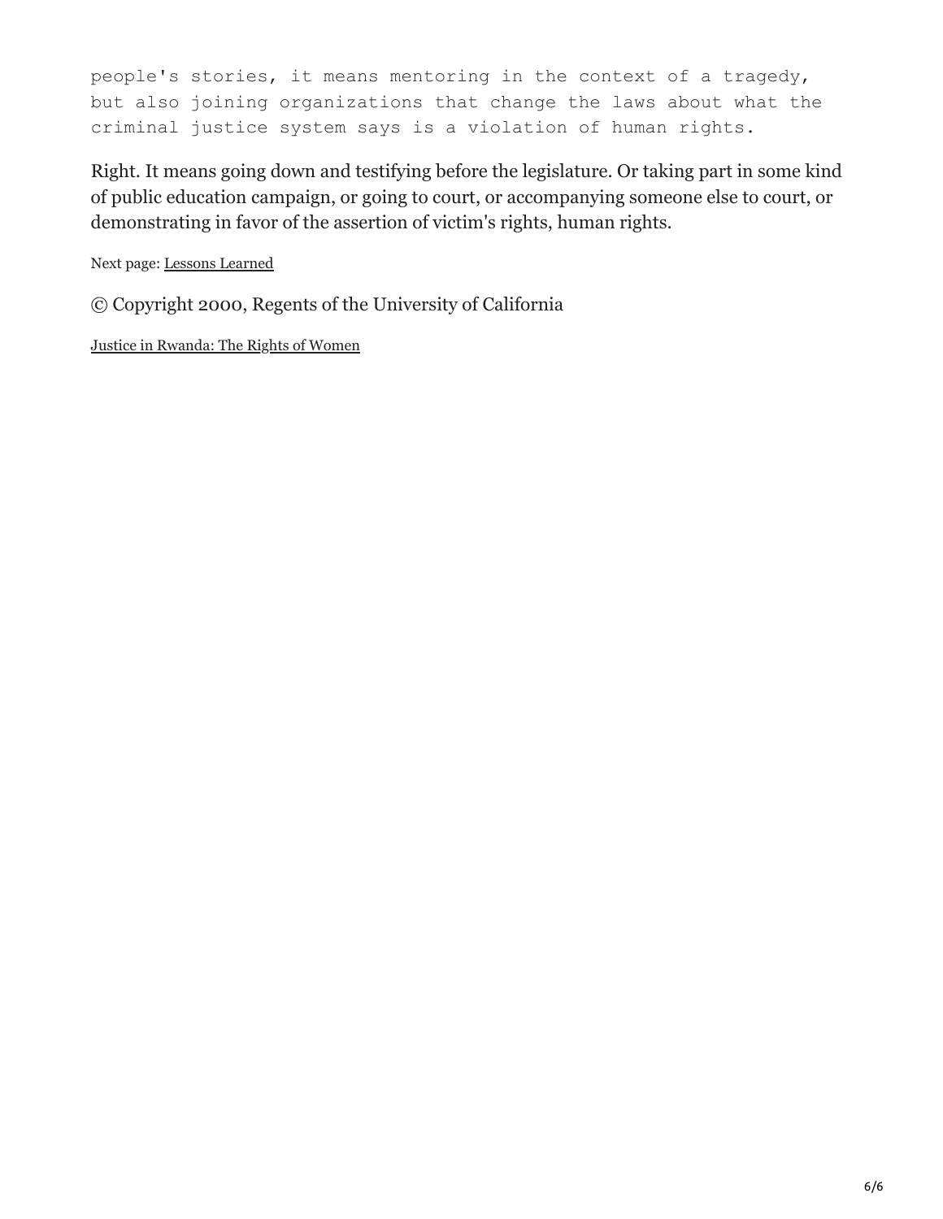people's stories, it means mentoring in the context of a tragedy, but also joining organizations that change the laws about what the criminal justice system says is a violation of human rights.

Right. It means going down and testifying before the legislature. Or taking part in some kind of public education campaign, or going to court, or accompanying someone else to court, or demonstrating in favor of the assertion of victim's rights, human rights.

Next page: Lessons Learned

© Copyright 2000, Regents of the University of California

Justice in Rwanda: The Rights of Women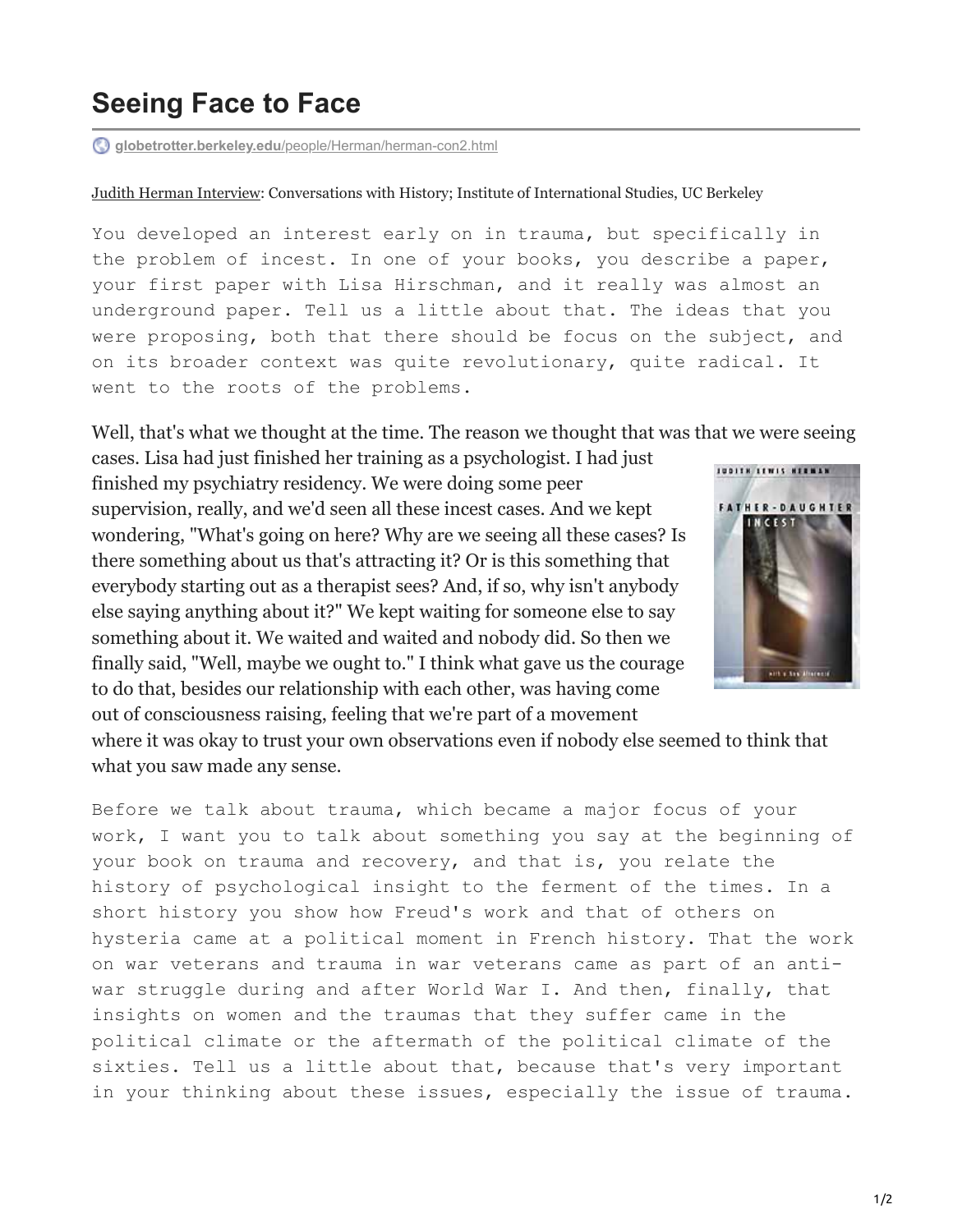# Seeing Face to Face

globetrotter.berkeley.edu/people/Herman/herman-con2.html

Judith Herman Interview: Conversations with History; Institute of International Studies, UC Berkeley

```
You developed an interest early on in trauma, but specifically in
the problem of incest. In one of your books, you describe a paper,
your first paper with Lisa Hirschman, and it really was almost an
underground paper. Tell us a little about that. The ideas that you
were proposing, both that there should be focus on the subject, and
on its broader context was quite revolutionary, quite radical. It
went to the roots of the problems.
```

Well, that's what we thought at the time. The reason we thought that was that we were seeing cases. Lisa had just finished her training as a psychologist. I had just finished my psychiatry residency. We were doing some peer supervision, really, and we'd seen all these incest cases. And we kept wondering, "What's going on here? Why are we seeing all these cases? Is there something about us that's attracting it? Or is this something that everybody starting out as a therapist sees? And, if so, why isn't anybody else saying anything about it?" We kept waiting for someone else to say something about it. We waited and waited and nobody did. So then we finally said, "Well, maybe we ought to." I think what gave us the courage to do that, besides our relationship with each other, was having come out of consciousness raising, feeling that we're part of a movement where it was okay to trust your own observations even if nobody else seemed to think that what you saw made any sense.

```
Before we talk about trauma, which became a major focus of your
work, I want you to talk about something you say at the beginning of
your book on trauma and recovery, and that is, you relate the
history of psychological insight to the ferment of the times. In a
short history you show how Freud's work and that of others on
hysteria came at a political moment in French history. That the work
on war veterans and trauma in war veterans came as part of an anti-
war struggle during and after World War I. And then, finally, that
insights on women and the traumas that they suffer came in the
political climate or the aftermath of the political climate of the
sixties. Tell us a little about that, because that's very important
in your thinking about these issues, especially the issue of trauma.
```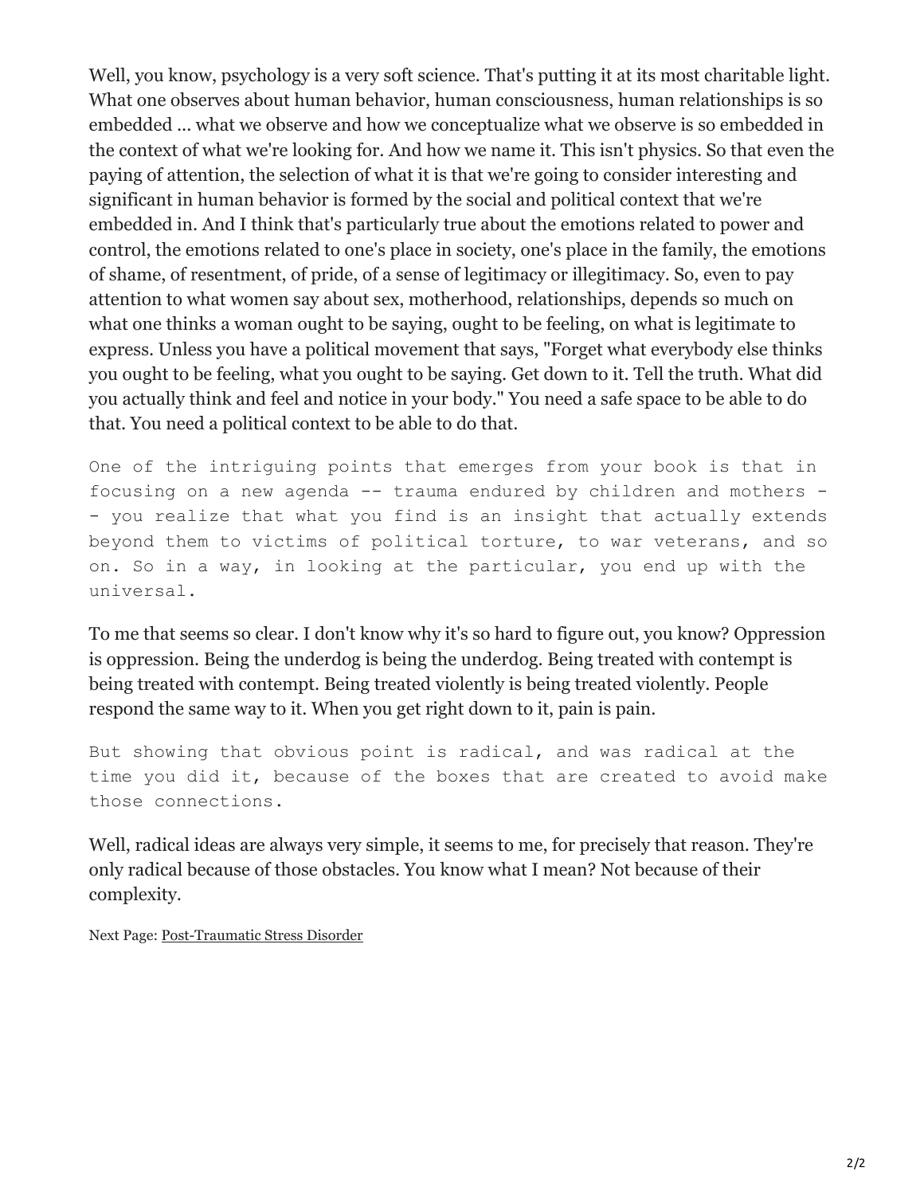Well, you know, psychology is a very soft science. That's putting it at its most charitable light. What one observes about human behavior, human consciousness, human relationships is so embedded ... what we observe and how we conceptualize what we observe is so embedded in the context of what we're looking for. And how we name it. This isn't physics. So that even the paying of attention, the selection of what it is that we're going to consider interesting and significant in human behavior is formed by the social and political context that we're embedded in. And I think that's particularly true about the emotions related to power and control, the emotions related to one's place in society, one's place in the family, the emotions of shame, of resentment, of pride, of a sense of legitimacy or illegitimacy. So, even to pay attention to what women say about sex, motherhood, relationships, depends so much on what one thinks a woman ought to be saying, ought to be feeling, on what is legitimate to express. Unless you have a political movement that says, "Forget what everybody else thinks you ought to be feeling, what you ought to be saying. Get down to it. Tell the truth. What did you actually think and feel and notice in your body." You need a safe space to be able to do that. You need a political context to be able to do that.

`One of the intriguing points that emerges from your book is that in focusing on a new agenda -- trauma endured by children and mothers -- you realize that what you find is an insight that actually extends beyond them to victims of political torture, to war veterans, and so on. So in a way, in looking at the particular, you end up with the universal.`

To me that seems so clear. I don't know why it's so hard to figure out, you know? Oppression is oppression. Being the underdog is being the underdog. Being treated with contempt is being treated with contempt. Being treated violently is being treated violently. People respond the same way to it. When you get right down to it, pain is pain.

`But showing that obvious point is radical, and was radical at the time you did it, because of the boxes that are created to avoid make those connections.`

Well, radical ideas are always very simple, it seems to me, for precisely that reason. They're only radical because of those obstacles. You know what I mean? Not because of their complexity.

Next Page: Post-Traumatic Stress Disorder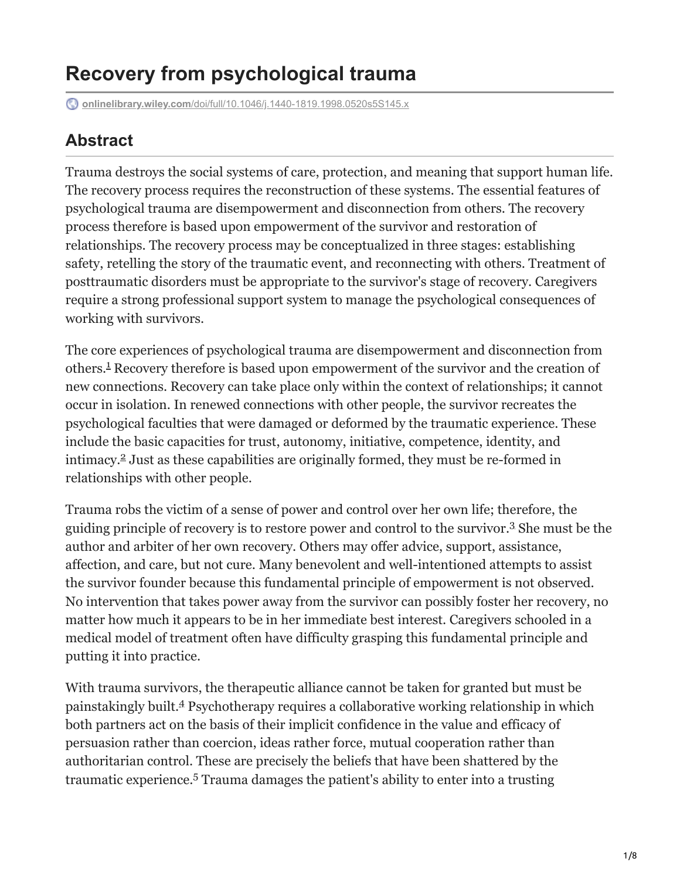# Recovery from psychological trauma

onlinelibrary.wiley.com/doi/full/10.1046/j.1440-1819.1998.0520s5S145.x

## Abstract

Trauma destroys the social systems of care, protection, and meaning that support human life. The recovery process requires the reconstruction of these systems. The essential features of psychological trauma are disempowerment and disconnection from others. The recovery process therefore is based upon empowerment of the survivor and restoration of relationships. The recovery process may be conceptualized in three stages: establishing safety, retelling the story of the traumatic event, and reconnecting with others. Treatment of posttraumatic disorders must be appropriate to the survivor's stage of recovery. Caregivers require a strong professional support system to manage the psychological consequences of working with survivors.

The core experiences of psychological trauma are disempowerment and disconnection from others.[1] Recovery therefore is based upon empowerment of the survivor and the creation of new connections. Recovery can take place only within the context of relationships; it cannot occur in isolation. In renewed connections with other people, the survivor recreates the psychological faculties that were damaged or deformed by the traumatic experience. These include the basic capacities for trust, autonomy, initiative, competence, identity, and intimacy.[2] Just as these capabilities are originally formed, they must be re-formed in relationships with other people.

Trauma robs the victim of a sense of power and control over her own life; therefore, the guiding principle of recovery is to restore power and control to the survivor.[3] She must be the author and arbiter of her own recovery. Others may offer advice, support, assistance, affection, and care, but not cure. Many benevolent and well-intentioned attempts to assist the survivor founder because this fundamental principle of empowerment is not observed. No intervention that takes power away from the survivor can possibly foster her recovery, no matter how much it appears to be in her immediate best interest. Caregivers schooled in a medical model of treatment often have difficulty grasping this fundamental principle and putting it into practice.

With trauma survivors, the therapeutic alliance cannot be taken for granted but must be painstakingly built.[4] Psychotherapy requires a collaborative working relationship in which both partners act on the basis of their implicit confidence in the value and efficacy of persuasion rather than coercion, ideas rather force, mutual cooperation rather than authoritarian control. These are precisely the beliefs that have been shattered by the traumatic experience.[5] Trauma damages the patient's ability to enter into a trusting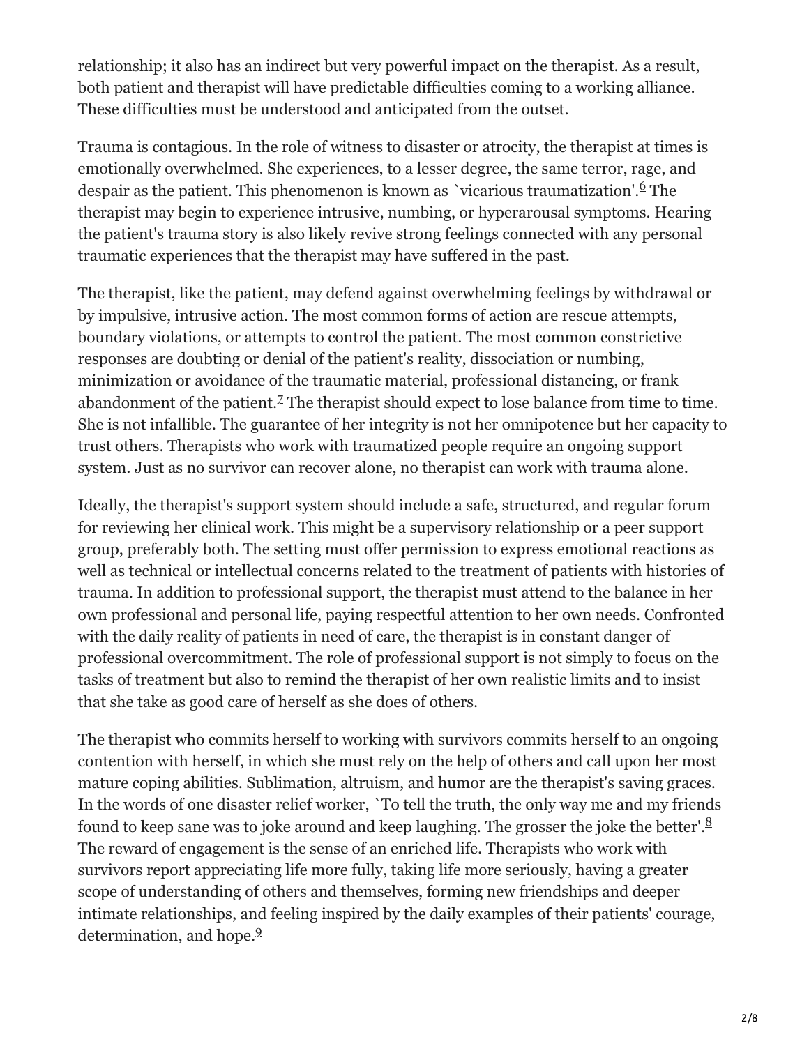relationship; it also has an indirect but very powerful impact on the therapist. As a result, both patient and therapist will have predictable difficulties coming to a working alliance. These difficulties must be understood and anticipated from the outset.

Trauma is contagious. In the role of witness to disaster or atrocity, the therapist at times is emotionally overwhelmed. She experiences, to a lesser degree, the same terror, rage, and despair as the patient. This phenomenon is known as `vicarious traumatization'.[6] The therapist may begin to experience intrusive, numbing, or hyperarousal symptoms. Hearing the patient's trauma story is also likely revive strong feelings connected with any personal traumatic experiences that the therapist may have suffered in the past.

The therapist, like the patient, may defend against overwhelming feelings by withdrawal or by impulsive, intrusive action. The most common forms of action are rescue attempts, boundary violations, or attempts to control the patient. The most common constrictive responses are doubting or denial of the patient's reality, dissociation or numbing, minimization or avoidance of the traumatic material, professional distancing, or frank abandonment of the patient.[7] The therapist should expect to lose balance from time to time. She is not infallible. The guarantee of her integrity is not her omnipotence but her capacity to trust others. Therapists who work with traumatized people require an ongoing support system. Just as no survivor can recover alone, no therapist can work with trauma alone.

Ideally, the therapist's support system should include a safe, structured, and regular forum for reviewing her clinical work. This might be a supervisory relationship or a peer support group, preferably both. The setting must offer permission to express emotional reactions as well as technical or intellectual concerns related to the treatment of patients with histories of trauma. In addition to professional support, the therapist must attend to the balance in her own professional and personal life, paying respectful attention to her own needs. Confronted with the daily reality of patients in need of care, the therapist is in constant danger of professional overcommitment. The role of professional support is not simply to focus on the tasks of treatment but also to remind the therapist of her own realistic limits and to insist that she take as good care of herself as she does of others.

The therapist who commits herself to working with survivors commits herself to an ongoing contention with herself, in which she must rely on the help of others and call upon her most mature coping abilities. Sublimation, altruism, and humor are the therapist's saving graces. In the words of one disaster relief worker, `To tell the truth, the only way me and my friends found to keep sane was to joke around and keep laughing. The grosser the joke the better'.[8] The reward of engagement is the sense of an enriched life. Therapists who work with survivors report appreciating life more fully, taking life more seriously, having a greater scope of understanding of others and themselves, forming new friendships and deeper intimate relationships, and feeling inspired by the daily examples of their patients' courage, determination, and hope.[9]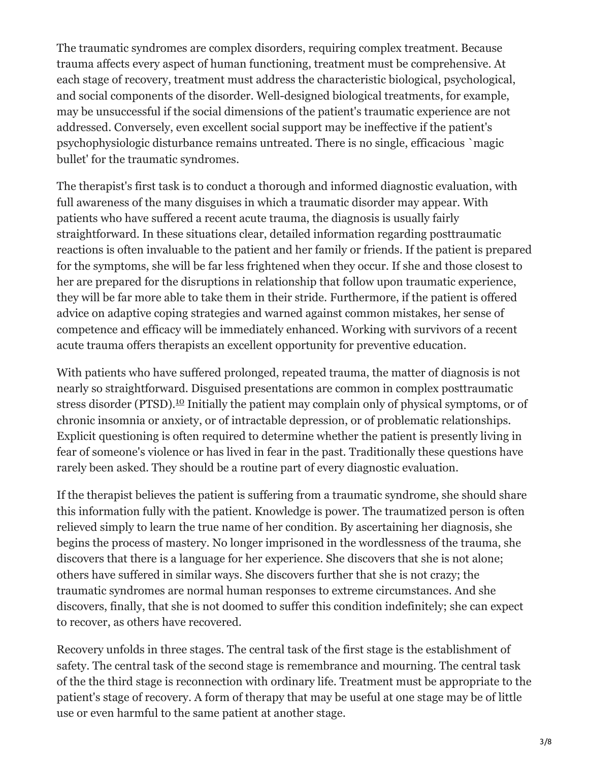The traumatic syndromes are complex disorders, requiring complex treatment. Because trauma affects every aspect of human functioning, treatment must be comprehensive. At each stage of recovery, treatment must address the characteristic biological, psychological, and social components of the disorder. Well-designed biological treatments, for example, may be unsuccessful if the social dimensions of the patient's traumatic experience are not addressed. Conversely, even excellent social support may be ineffective if the patient's psychophysiologic disturbance remains untreated. There is no single, efficacious `magic bullet' for the traumatic syndromes.

The therapist's first task is to conduct a thorough and informed diagnostic evaluation, with full awareness of the many disguises in which a traumatic disorder may appear. With patients who have suffered a recent acute trauma, the diagnosis is usually fairly straightforward. In these situations clear, detailed information regarding posttraumatic reactions is often invaluable to the patient and her family or friends. If the patient is prepared for the symptoms, she will be far less frightened when they occur. If she and those closest to her are prepared for the disruptions in relationship that follow upon traumatic experience, they will be far more able to take them in their stride. Furthermore, if the patient is offered advice on adaptive coping strategies and warned against common mistakes, her sense of competence and efficacy will be immediately enhanced. Working with survivors of a recent acute trauma offers therapists an excellent opportunity for preventive education.

With patients who have suffered prolonged, repeated trauma, the matter of diagnosis is not nearly so straightforward. Disguised presentations are common in complex posttraumatic stress disorder (PTSD).[10] Initially the patient may complain only of physical symptoms, or of chronic insomnia or anxiety, or of intractable depression, or of problematic relationships. Explicit questioning is often required to determine whether the patient is presently living in fear of someone's violence or has lived in fear in the past. Traditionally these questions have rarely been asked. They should be a routine part of every diagnostic evaluation.

If the therapist believes the patient is suffering from a traumatic syndrome, she should share this information fully with the patient. Knowledge is power. The traumatized person is often relieved simply to learn the true name of her condition. By ascertaining her diagnosis, she begins the process of mastery. No longer imprisoned in the wordlessness of the trauma, she discovers that there is a language for her experience. She discovers that she is not alone; others have suffered in similar ways. She discovers further that she is not crazy; the traumatic syndromes are normal human responses to extreme circumstances. And she discovers, finally, that she is not doomed to suffer this condition indefinitely; she can expect to recover, as others have recovered.

Recovery unfolds in three stages. The central task of the first stage is the establishment of safety. The central task of the second stage is remembrance and mourning. The central task of the the third stage is reconnection with ordinary life. Treatment must be appropriate to the patient's stage of recovery. A form of therapy that may be useful at one stage may be of little use or even harmful to the same patient at another stage.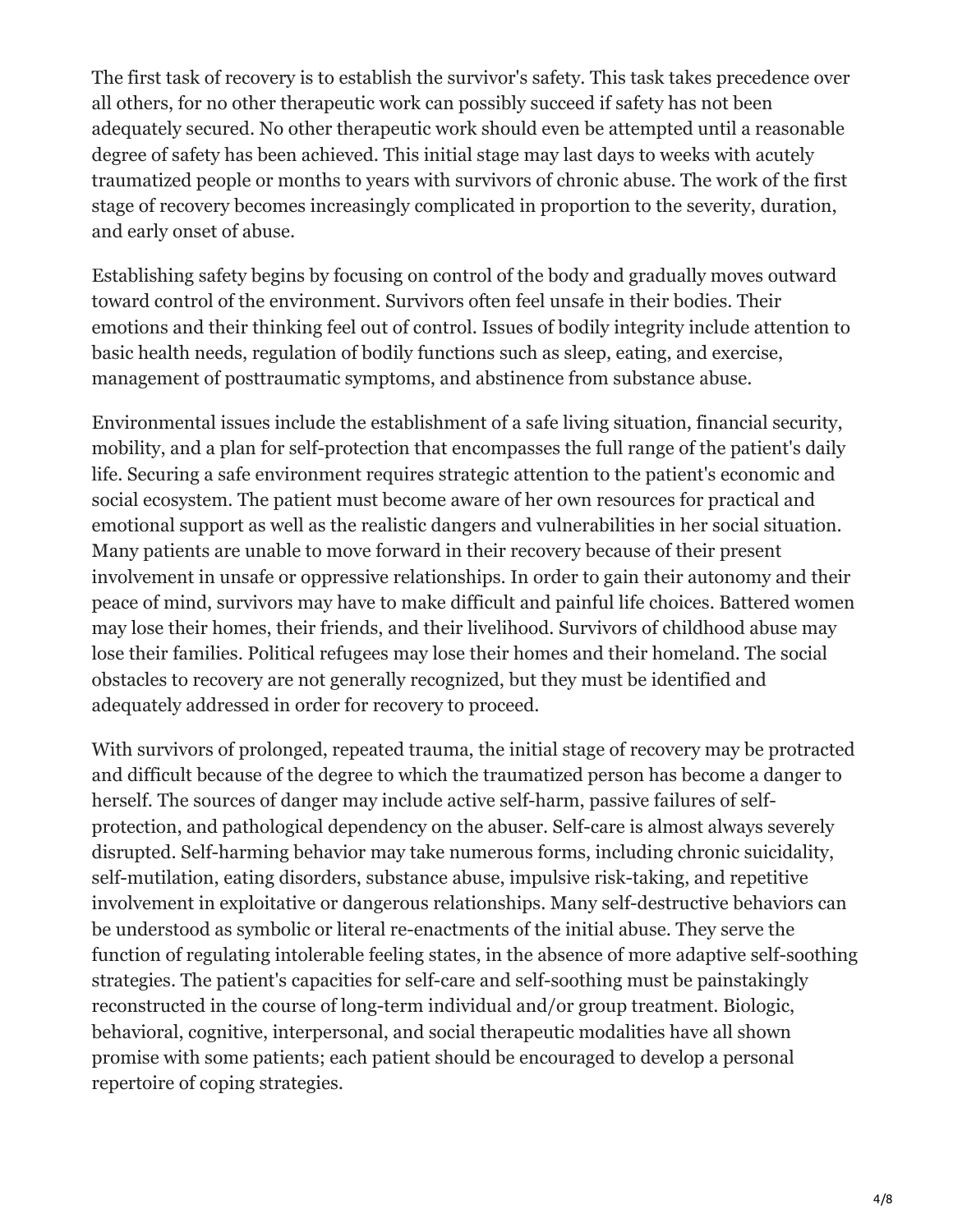The first task of recovery is to establish the survivor's safety. This task takes precedence over all others, for no other therapeutic work can possibly succeed if safety has not been adequately secured. No other therapeutic work should even be attempted until a reasonable degree of safety has been achieved. This initial stage may last days to weeks with acutely traumatized people or months to years with survivors of chronic abuse. The work of the first stage of recovery becomes increasingly complicated in proportion to the severity, duration, and early onset of abuse.

Establishing safety begins by focusing on control of the body and gradually moves outward toward control of the environment. Survivors often feel unsafe in their bodies. Their emotions and their thinking feel out of control. Issues of bodily integrity include attention to basic health needs, regulation of bodily functions such as sleep, eating, and exercise, management of posttraumatic symptoms, and abstinence from substance abuse.

Environmental issues include the establishment of a safe living situation, financial security, mobility, and a plan for self-protection that encompasses the full range of the patient's daily life. Securing a safe environment requires strategic attention to the patient's economic and social ecosystem. The patient must become aware of her own resources for practical and emotional support as well as the realistic dangers and vulnerabilities in her social situation. Many patients are unable to move forward in their recovery because of their present involvement in unsafe or oppressive relationships. In order to gain their autonomy and their peace of mind, survivors may have to make difficult and painful life choices. Battered women may lose their homes, their friends, and their livelihood. Survivors of childhood abuse may lose their families. Political refugees may lose their homes and their homeland. The social obstacles to recovery are not generally recognized, but they must be identified and adequately addressed in order for recovery to proceed.

With survivors of prolonged, repeated trauma, the initial stage of recovery may be protracted and difficult because of the degree to which the traumatized person has become a danger to herself. The sources of danger may include active self-harm, passive failures of self-protection, and pathological dependency on the abuser. Self-care is almost always severely disrupted. Self-harming behavior may take numerous forms, including chronic suicidality, self-mutilation, eating disorders, substance abuse, impulsive risk-taking, and repetitive involvement in exploitative or dangerous relationships. Many self-destructive behaviors can be understood as symbolic or literal re-enactments of the initial abuse. They serve the function of regulating intolerable feeling states, in the absence of more adaptive self-soothing strategies. The patient's capacities for self-care and self-soothing must be painstakingly reconstructed in the course of long-term individual and/or group treatment. Biologic, behavioral, cognitive, interpersonal, and social therapeutic modalities have all shown promise with some patients; each patient should be encouraged to develop a personal repertoire of coping strategies.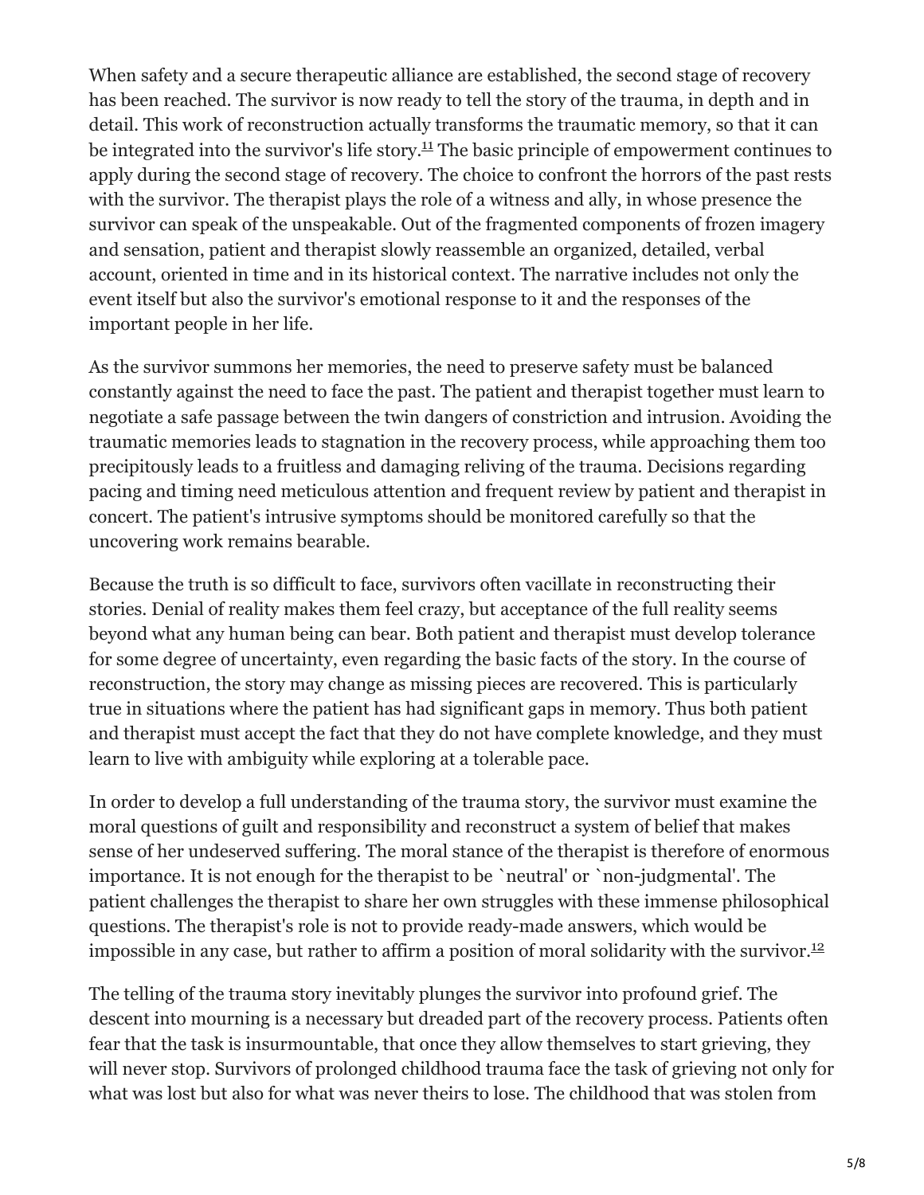When safety and a secure therapeutic alliance are established, the second stage of recovery has been reached. The survivor is now ready to tell the story of the trauma, in depth and in detail. This work of reconstruction actually transforms the traumatic memory, so that it can be integrated into the survivor's life story.[11] The basic principle of empowerment continues to apply during the second stage of recovery. The choice to confront the horrors of the past rests with the survivor. The therapist plays the role of a witness and ally, in whose presence the survivor can speak of the unspeakable. Out of the fragmented components of frozen imagery and sensation, patient and therapist slowly reassemble an organized, detailed, verbal account, oriented in time and in its historical context. The narrative includes not only the event itself but also the survivor's emotional response to it and the responses of the important people in her life.

As the survivor summons her memories, the need to preserve safety must be balanced constantly against the need to face the past. The patient and therapist together must learn to negotiate a safe passage between the twin dangers of constriction and intrusion. Avoiding the traumatic memories leads to stagnation in the recovery process, while approaching them too precipitously leads to a fruitless and damaging reliving of the trauma. Decisions regarding pacing and timing need meticulous attention and frequent review by patient and therapist in concert. The patient's intrusive symptoms should be monitored carefully so that the uncovering work remains bearable.

Because the truth is so difficult to face, survivors often vacillate in reconstructing their stories. Denial of reality makes them feel crazy, but acceptance of the full reality seems beyond what any human being can bear. Both patient and therapist must develop tolerance for some degree of uncertainty, even regarding the basic facts of the story. In the course of reconstruction, the story may change as missing pieces are recovered. This is particularly true in situations where the patient has had significant gaps in memory. Thus both patient and therapist must accept the fact that they do not have complete knowledge, and they must learn to live with ambiguity while exploring at a tolerable pace.

In order to develop a full understanding of the trauma story, the survivor must examine the moral questions of guilt and responsibility and reconstruct a system of belief that makes sense of her undeserved suffering. The moral stance of the therapist is therefore of enormous importance. It is not enough for the therapist to be `neutral' or `non-judgmental'. The patient challenges the therapist to share her own struggles with these immense philosophical questions. The therapist's role is not to provide ready-made answers, which would be impossible in any case, but rather to affirm a position of moral solidarity with the survivor.[12]

The telling of the trauma story inevitably plunges the survivor into profound grief. The descent into mourning is a necessary but dreaded part of the recovery process. Patients often fear that the task is insurmountable, that once they allow themselves to start grieving, they will never stop. Survivors of prolonged childhood trauma face the task of grieving not only for what was lost but also for what was never theirs to lose. The childhood that was stolen from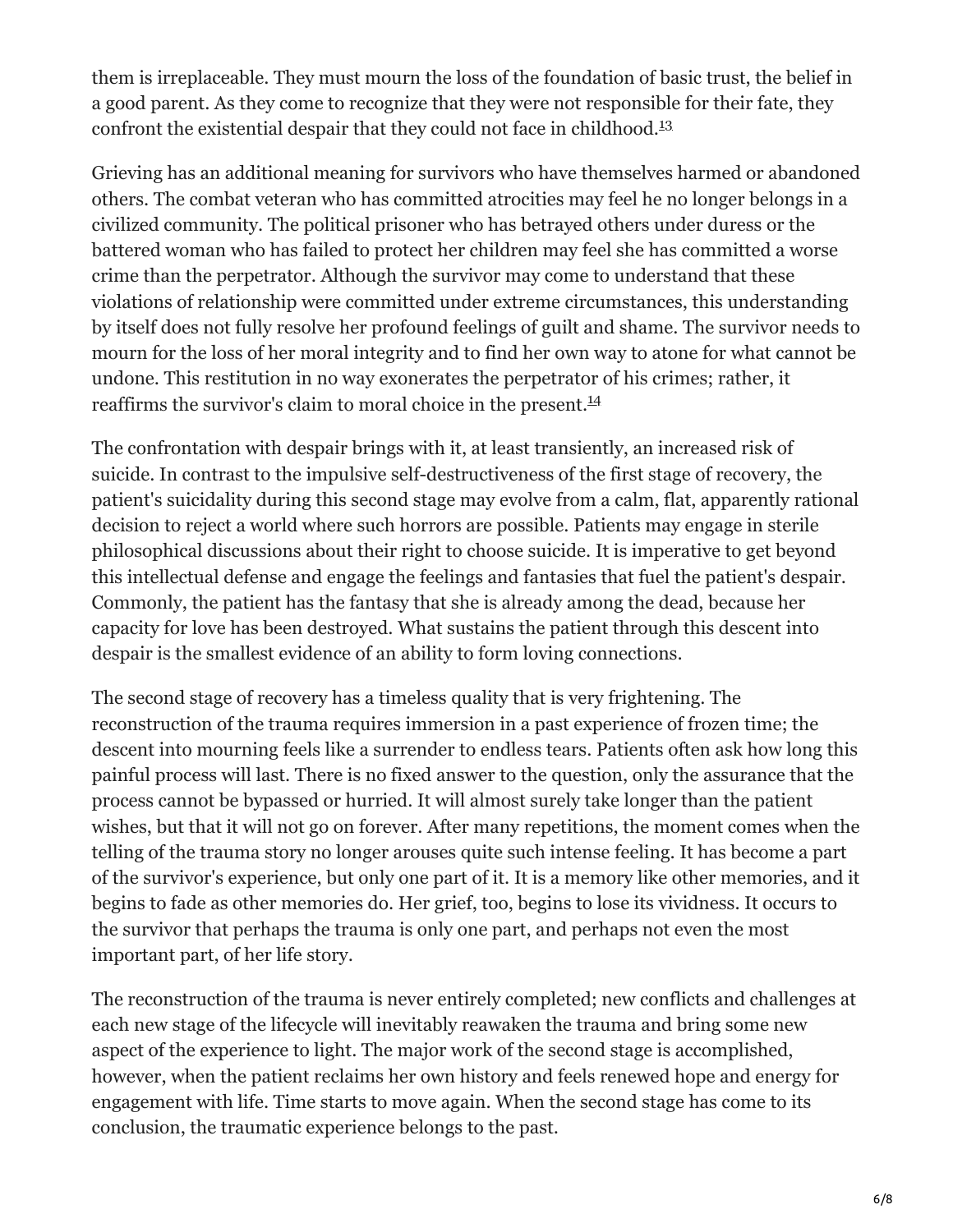them is irreplaceable. They must mourn the loss of the foundation of basic trust, the belief in a good parent. As they come to recognize that they were not responsible for their fate, they confront the existential despair that they could not face in childhood.[13]

Grieving has an additional meaning for survivors who have themselves harmed or abandoned others. The combat veteran who has committed atrocities may feel he no longer belongs in a civilized community. The political prisoner who has betrayed others under duress or the battered woman who has failed to protect her children may feel she has committed a worse crime than the perpetrator. Although the survivor may come to understand that these violations of relationship were committed under extreme circumstances, this understanding by itself does not fully resolve her profound feelings of guilt and shame. The survivor needs to mourn for the loss of her moral integrity and to find her own way to atone for what cannot be undone. This restitution in no way exonerates the perpetrator of his crimes; rather, it reaffirms the survivor's claim to moral choice in the present.[14]

The confrontation with despair brings with it, at least transiently, an increased risk of suicide. In contrast to the impulsive self-destructiveness of the first stage of recovery, the patient's suicidality during this second stage may evolve from a calm, flat, apparently rational decision to reject a world where such horrors are possible. Patients may engage in sterile philosophical discussions about their right to choose suicide. It is imperative to get beyond this intellectual defense and engage the feelings and fantasies that fuel the patient's despair. Commonly, the patient has the fantasy that she is already among the dead, because her capacity for love has been destroyed. What sustains the patient through this descent into despair is the smallest evidence of an ability to form loving connections.

The second stage of recovery has a timeless quality that is very frightening. The reconstruction of the trauma requires immersion in a past experience of frozen time; the descent into mourning feels like a surrender to endless tears. Patients often ask how long this painful process will last. There is no fixed answer to the question, only the assurance that the process cannot be bypassed or hurried. It will almost surely take longer than the patient wishes, but that it will not go on forever. After many repetitions, the moment comes when the telling of the trauma story no longer arouses quite such intense feeling. It has become a part of the survivor's experience, but only one part of it. It is a memory like other memories, and it begins to fade as other memories do. Her grief, too, begins to lose its vividness. It occurs to the survivor that perhaps the trauma is only one part, and perhaps not even the most important part, of her life story.

The reconstruction of the trauma is never entirely completed; new conflicts and challenges at each new stage of the lifecycle will inevitably reawaken the trauma and bring some new aspect of the experience to light. The major work of the second stage is accomplished, however, when the patient reclaims her own history and feels renewed hope and energy for engagement with life. Time starts to move again. When the second stage has come to its conclusion, the traumatic experience belongs to the past.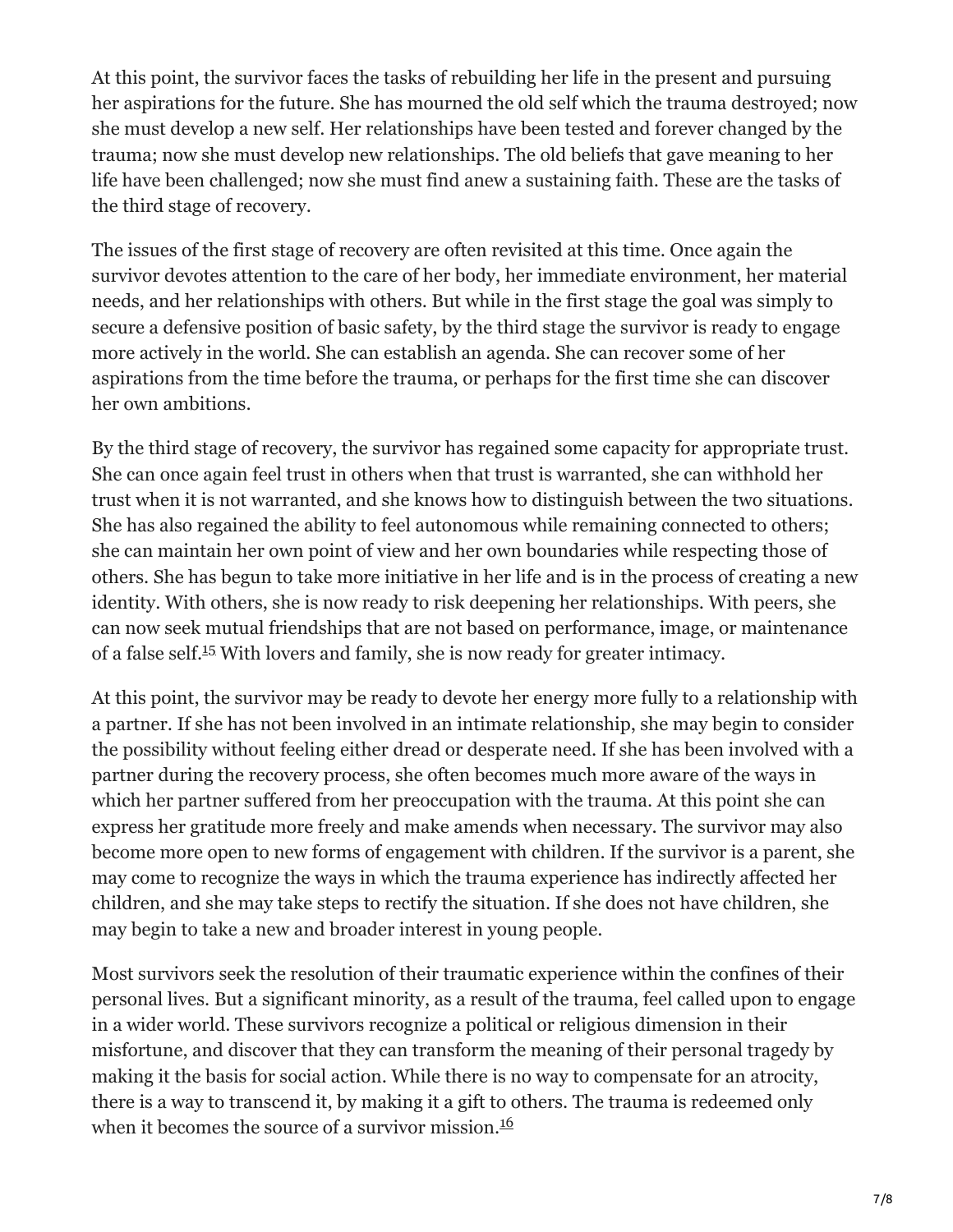At this point, the survivor faces the tasks of rebuilding her life in the present and pursuing her aspirations for the future. She has mourned the old self which the trauma destroyed; now she must develop a new self. Her relationships have been tested and forever changed by the trauma; now she must develop new relationships. The old beliefs that gave meaning to her life have been challenged; now she must find anew a sustaining faith. These are the tasks of the third stage of recovery.

The issues of the first stage of recovery are often revisited at this time. Once again the survivor devotes attention to the care of her body, her immediate environment, her material needs, and her relationships with others. But while in the first stage the goal was simply to secure a defensive position of basic safety, by the third stage the survivor is ready to engage more actively in the world. She can establish an agenda. She can recover some of her aspirations from the time before the trauma, or perhaps for the first time she can discover her own ambitions.

By the third stage of recovery, the survivor has regained some capacity for appropriate trust. She can once again feel trust in others when that trust is warranted, she can withhold her trust when it is not warranted, and she knows how to distinguish between the two situations. She has also regained the ability to feel autonomous while remaining connected to others; she can maintain her own point of view and her own boundaries while respecting those of others. She has begun to take more initiative in her life and is in the process of creating a new identity. With others, she is now ready to risk deepening her relationships. With peers, she can now seek mutual friendships that are not based on performance, image, or maintenance of a false self.[15] With lovers and family, she is now ready for greater intimacy.

At this point, the survivor may be ready to devote her energy more fully to a relationship with a partner. If she has not been involved in an intimate relationship, she may begin to consider the possibility without feeling either dread or desperate need. If she has been involved with a partner during the recovery process, she often becomes much more aware of the ways in which her partner suffered from her preoccupation with the trauma. At this point she can express her gratitude more freely and make amends when necessary. The survivor may also become more open to new forms of engagement with children. If the survivor is a parent, she may come to recognize the ways in which the trauma experience has indirectly affected her children, and she may take steps to rectify the situation. If she does not have children, she may begin to take a new and broader interest in young people.

Most survivors seek the resolution of their traumatic experience within the confines of their personal lives. But a significant minority, as a result of the trauma, feel called upon to engage in a wider world. These survivors recognize a political or religious dimension in their misfortune, and discover that they can transform the meaning of their personal tragedy by making it the basis for social action. While there is no way to compensate for an atrocity, there is a way to transcend it, by making it a gift to others. The trauma is redeemed only when it becomes the source of a survivor mission.[16]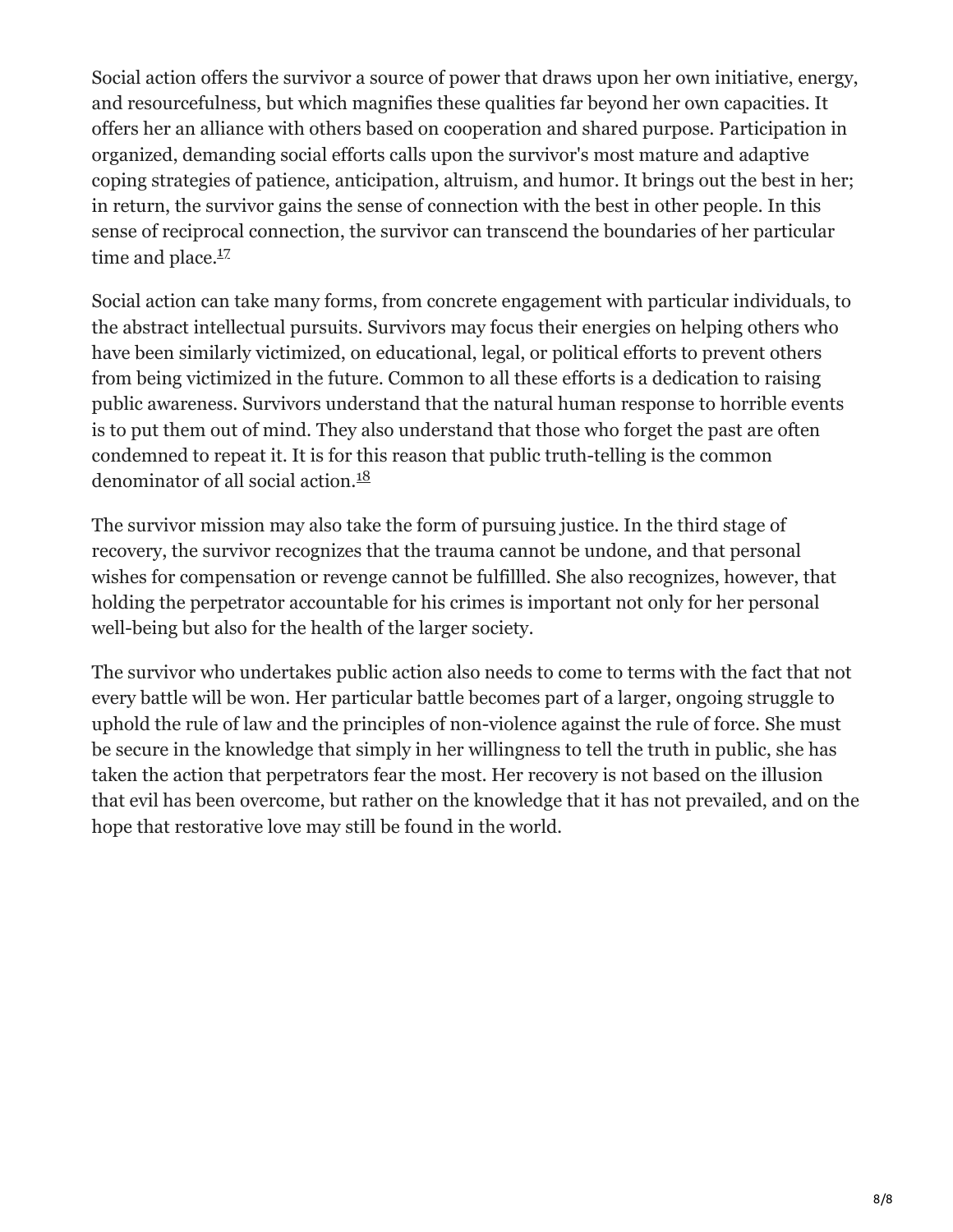Social action offers the survivor a source of power that draws upon her own initiative, energy, and resourcefulness, but which magnifies these qualities far beyond her own capacities. It offers her an alliance with others based on cooperation and shared purpose. Participation in organized, demanding social efforts calls upon the survivor's most mature and adaptive coping strategies of patience, anticipation, altruism, and humor. It brings out the best in her; in return, the survivor gains the sense of connection with the best in other people. In this sense of reciprocal connection, the survivor can transcend the boundaries of her particular time and place.[17]

Social action can take many forms, from concrete engagement with particular individuals, to the abstract intellectual pursuits. Survivors may focus their energies on helping others who have been similarly victimized, on educational, legal, or political efforts to prevent others from being victimized in the future. Common to all these efforts is a dedication to raising public awareness. Survivors understand that the natural human response to horrible events is to put them out of mind. They also understand that those who forget the past are often condemned to repeat it. It is for this reason that public truth-telling is the common denominator of all social action.[18]

The survivor mission may also take the form of pursuing justice. In the third stage of recovery, the survivor recognizes that the trauma cannot be undone, and that personal wishes for compensation or revenge cannot be fulfillled. She also recognizes, however, that holding the perpetrator accountable for his crimes is important not only for her personal well-being but also for the health of the larger society.

The survivor who undertakes public action also needs to come to terms with the fact that not every battle will be won. Her particular battle becomes part of a larger, ongoing struggle to uphold the rule of law and the principles of non-violence against the rule of force. She must be secure in the knowledge that simply in her willingness to tell the truth in public, she has taken the action that perpetrators fear the most. Her recovery is not based on the illusion that evil has been overcome, but rather on the knowledge that it has not prevailed, and on the hope that restorative love may still be found in the world.